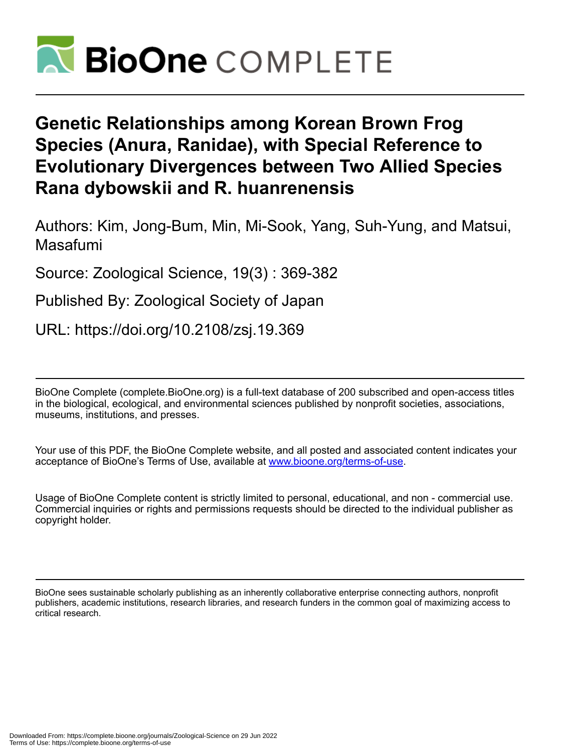# Genetic Relationships among Korean Brown Frog Species (Anura, Ranidae), with Special Reference to Evolutionary Divergences between Two Allied Species Rana dybowskii and R. huanrenensis

Authors: Kim, Jong-Bum, Min, Mi-Sook, Yang, Suh-Yung, and Matsui, Masafumi

Source: Zoological Science, 19(3) : 369-382

Published By: Zoological Society of Japan

URL: https://doi.org/10.2108/zsj.19.369

BioOne Complete (complete.BioOne.org) is a full-text database of 200 subscribed and open-access titles in the biological, ecological, and environmental sciences published by nonprofit societies, associations, museums, institutions, and presses.

Your use of this PDF, the BioOne Complete website, and all posted and associated content indicates your acceptance of BioOne's Terms of Use, available at www.bioone.org/terms-of-use.

Usage of BioOne Complete content is strictly limited to personal, educational, and non - commercial use. Commercial inquiries or rights and permissions requests should be directed to the individual publisher as copyright holder.

BioOne sees sustainable scholarly publishing as an inherently collaborative enterprise connecting authors, nonprofit publishers, academic institutions, research libraries, and research funders in the common goal of maximizing access to critical research.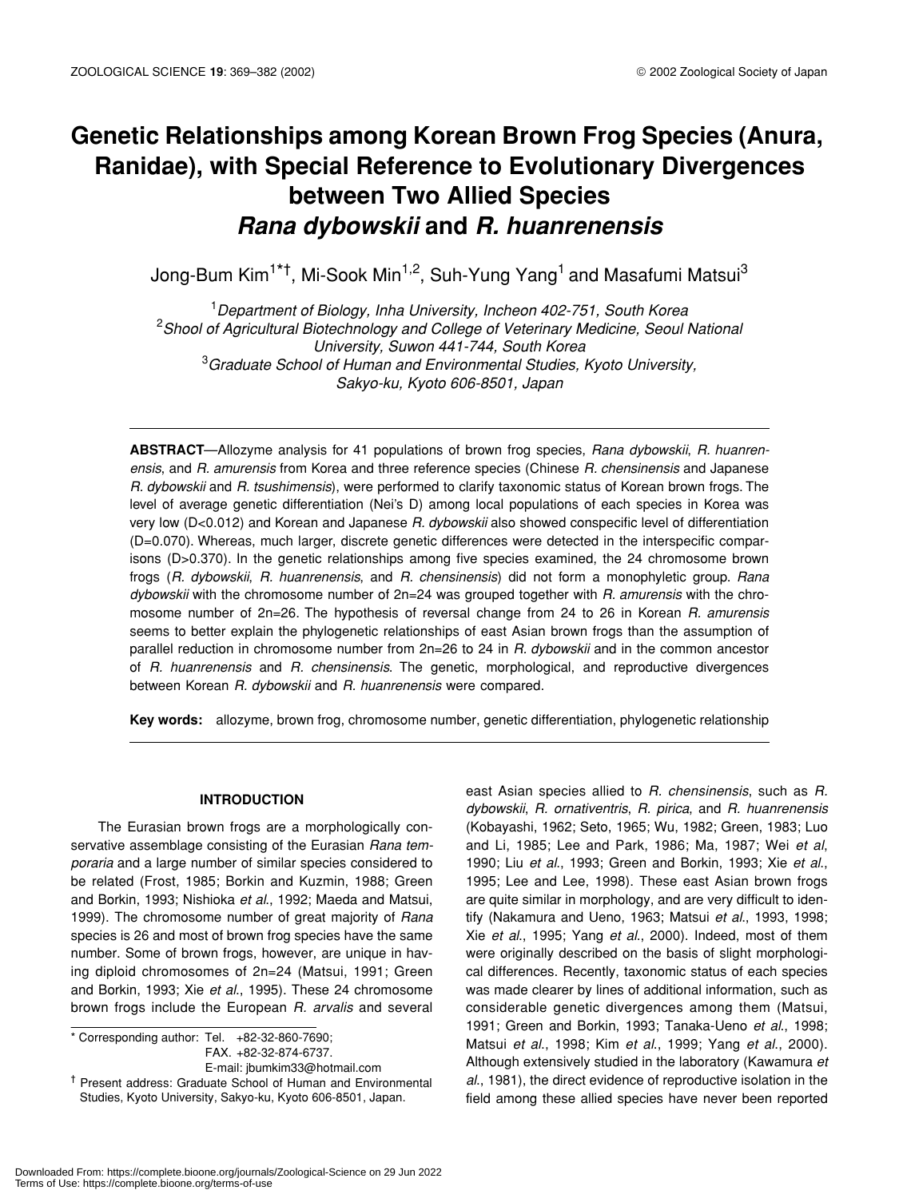# Genetic Relationships among Korean Brown Frog Species (Anura, Ranidae), with Special Reference to Evolutionary Divergences between Two Allied Species *Rana dybowskii* and *R. huanrenensis*

Jong-Bum Kim[1*†], Mi-Sook Min[1,2], Suh-Yung Yang[1] and Masafumi Matsui[3]

[1]*Department of Biology, Inha University, Incheon 402-751, South Korea*
[2]*Shool of Agricultural Biotechnology and College of Veterinary Medicine, Seoul National University, Suwon 441-744, South Korea*
[3]*Graduate School of Human and Environmental Studies, Kyoto University, Sakyo-ku, Kyoto 606-8501, Japan*

**ABSTRACT**—Allozyme analysis for 41 populations of brown frog species, *Rana dybowskii*, *R. huanrenensis*, and *R. amurensis* from Korea and three reference species (Chinese *R. chensinensis* and Japanese *R. dybowskii* and *R. tsushimensis*), were performed to clarify taxonomic status of Korean brown frogs. The level of average genetic differentiation (Nei's D) among local populations of each species in Korea was very low (D<0.012) and Korean and Japanese *R. dybowskii* also showed conspecific level of differentiation (D=0.070). Whereas, much larger, discrete genetic differences were detected in the interspecific comparisons (D>0.370). In the genetic relationships among five species examined, the 24 chromosome brown frogs (*R. dybowskii*, *R. huanrenensis*, and *R. chensinensis*) did not form a monophyletic group. *Rana dybowskii* with the chromosome number of 2n=24 was grouped together with *R. amurensis* with the chromosome number of 2n=26. The hypothesis of reversal change from 24 to 26 in Korean *R. amurensis* seems to better explain the phylogenetic relationships of east Asian brown frogs than the assumption of parallel reduction in chromosome number from 2n=26 to 24 in *R. dybowskii* and in the common ancestor of *R. huanrenensis* and *R. chensinensis*. The genetic, morphological, and reproductive divergences between Korean *R. dybowskii* and *R. huanrenensis* were compared.

**Key words:** allozyme, brown frog, chromosome number, genetic differentiation, phylogenetic relationship

## INTRODUCTION

The Eurasian brown frogs are a morphologically conservative assemblage consisting of the Eurasian *Rana temporaria* and a large number of similar species considered to be related (Frost, 1985; Borkin and Kuzmin, 1988; Green and Borkin, 1993; Nishioka *et al*., 1992; Maeda and Matsui, 1999). The chromosome number of great majority of *Rana* species is 26 and most of brown frog species have the same number. Some of brown frogs, however, are unique in having diploid chromosomes of 2n=24 (Matsui, 1991; Green and Borkin, 1993; Xie *et al*., 1995). These 24 chromosome brown frogs include the European *R. arvalis* and several east Asian species allied to *R. chensinensis*, such as *R. dybowskii*, *R. ornativentris*, *R. pirica*, and *R. huanrenensis* (Kobayashi, 1962; Seto, 1965; Wu, 1982; Green, 1983; Luo and Li, 1985; Lee and Park, 1986; Ma, 1987; Wei *et al*, 1990; Liu *et al*., 1993; Green and Borkin, 1993; Xie *et al*., 1995; Lee and Lee, 1998). These east Asian brown frogs are quite similar in morphology, and are very difficult to identify (Nakamura and Ueno, 1963; Matsui *et al*., 1993, 1998; Xie *et al*., 1995; Yang *et al*., 2000). Indeed, most of them were originally described on the basis of slight morphological differences. Recently, taxonomic status of each species was made clearer by lines of additional information, such as considerable genetic divergences among them (Matsui, 1991; Green and Borkin, 1993; Tanaka-Ueno *et al*., 1998; Matsui *et al*., 1998; Kim *et al*., 1999; Yang *et al*., 2000). Although extensively studied in the laboratory (Kawamura *et al*., 1981), the direct evidence of reproductive isolation in the field among these allied species have never been reported

\* Corresponding author: Tel. +82-32-860-7690;
FAX. +82-32-874-6737.
E-mail: jbumkim33@hotmail.com

† Present address: Graduate School of Human and Environmental Studies, Kyoto University, Sakyo-ku, Kyoto 606-8501, Japan.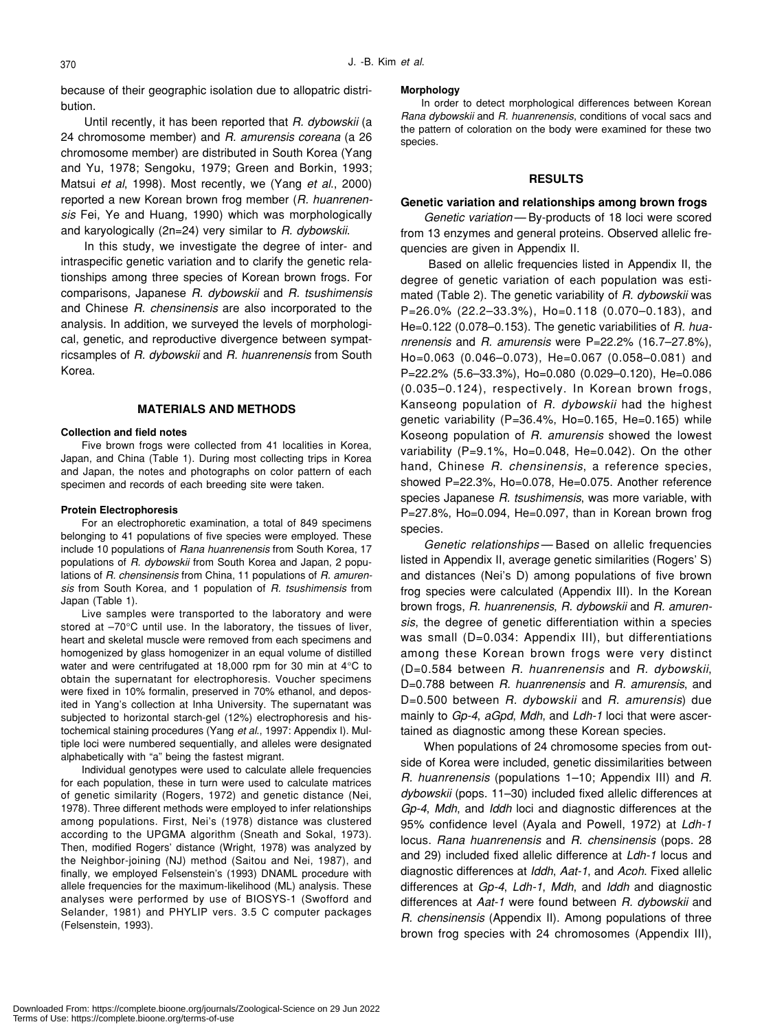because of their geographic isolation due to allopatric distribution.

Until recently, it has been reported that *R. dybowskii* (a 24 chromosome member) and *R. amurensis coreana* (a 26 chromosome member) are distributed in South Korea (Yang and Yu, 1978; Sengoku, 1979; Green and Borkin, 1993; Matsui *et al*, 1998). Most recently, we (Yang *et al*., 2000) reported a new Korean brown frog member (*R. huanrenensis* Fei, Ye and Huang, 1990) which was morphologically and karyologically (2n=24) very similar to *R. dybowskii*.

In this study, we investigate the degree of inter- and intraspecific genetic variation and to clarify the genetic relationships among three species of Korean brown frogs. For comparisons, Japanese *R. dybowskii* and *R. tsushimensis* and Chinese *R. chensinensis* are also incorporated to the analysis. In addition, we surveyed the levels of morphological, genetic, and reproductive divergence between sympatricsamples of *R. dybowskii* and *R. huanrenensis* from South Korea.

## MATERIALS AND METHODS

### Collection and field notes

Five brown frogs were collected from 41 localities in Korea, Japan, and China (Table 1). During most collecting trips in Korea and Japan, the notes and photographs on color pattern of each specimen and records of each breeding site were taken.

### Protein Electrophoresis

For an electrophoretic examination, a total of 849 specimens belonging to 41 populations of five species were employed. These include 10 populations of *Rana huanrenensis* from South Korea, 17 populations of *R. dybowskii* from South Korea and Japan, 2 populations of *R. chensinensis* from China, 11 populations of *R. amurensis* from South Korea, and 1 population of *R. tsushimensis* from Japan (Table 1).

Live samples were transported to the laboratory and were stored at –70°C until use. In the laboratory, the tissues of liver, heart and skeletal muscle were removed from each specimens and homogenized by glass homogenizer in an equal volume of distilled water and were centrifugated at 18,000 rpm for 30 min at 4°C to obtain the supernatant for electrophoresis. Voucher specimens were fixed in 10% formalin, preserved in 70% ethanol, and deposited in Yang's collection at Inha University. The supernatant was subjected to horizontal starch-gel (12%) electrophoresis and histochemical staining procedures (Yang *et al*., 1997: Appendix I). Multiple loci were numbered sequentially, and alleles were designated alphabetically with "a" being the fastest migrant.

Individual genotypes were used to calculate allele frequencies for each population, these in turn were used to calculate matrices of genetic similarity (Rogers, 1972) and genetic distance (Nei, 1978). Three different methods were employed to infer relationships among populations. First, Nei's (1978) distance was clustered according to the UPGMA algorithm (Sneath and Sokal, 1973). Then, modified Rogers' distance (Wright, 1978) was analyzed by the Neighbor-joining (NJ) method (Saitou and Nei, 1987), and finally, we employed Felsenstein's (1993) DNAML procedure with allele frequencies for the maximum-likelihood (ML) analysis. These analyses were performed by use of BIOSYS-1 (Swofford and Selander, 1981) and PHYLIP vers. 3.5 C computer packages (Felsenstein, 1993).

### Morphology

In order to detect morphological differences between Korean *Rana dybowskii* and *R. huanrenensis*, conditions of vocal sacs and the pattern of coloration on the body were examined for these two species.

## RESULTS

### Genetic variation and relationships among brown frogs

*Genetic variation* — By-products of 18 loci were scored from 13 enzymes and general proteins. Observed allelic frequencies are given in Appendix II.

Based on allelic frequencies listed in Appendix II, the degree of genetic variation of each population was estimated (Table 2). The genetic variability of *R. dybowskii* was P=26.0% (22.2–33.3%), Ho=0.118 (0.070–0.183), and He=0.122 (0.078–0.153). The genetic variabilities of *R. huanrenensis* and *R. amurensis* were P=22.2% (16.7–27.8%), Ho=0.063 (0.046–0.073), He=0.067 (0.058–0.081) and P=22.2% (5.6–33.3%), Ho=0.080 (0.029–0.120), He=0.086 (0.035–0.124), respectively. In Korean brown frogs, Kanseong population of *R. dybowskii* had the highest genetic variability (P=36.4%, Ho=0.165, He=0.165) while Koseong population of *R. amurensis* showed the lowest variability (P=9.1%, Ho=0.048, He=0.042). On the other hand, Chinese *R. chensinensis*, a reference species, showed P=22.3%, Ho=0.078, He=0.075. Another reference species Japanese *R. tsushimensis*, was more variable, with P=27.8%, Ho=0.094, He=0.097, than in Korean brown frog species.

*Genetic relationships* — Based on allelic frequencies listed in Appendix II, average genetic similarities (Rogers' S) and distances (Nei's D) among populations of five brown frog species were calculated (Appendix III). In the Korean brown frogs, *R. huanrenensis*, *R. dybowskii* and *R. amurensis*, the degree of genetic differentiation within a species was small (D=0.034: Appendix III), but differentiations among these Korean brown frogs were very distinct (D=0.584 between *R. huanrenensis* and *R. dybowskii*, D=0.788 between *R. huanrenensis* and *R. amurensis*, and D=0.500 between *R. dybowskii* and *R. amurensis*) due mainly to *Gp-4*, *aGpd*, *Mdh*, and *Ldh-1* loci that were ascertained as diagnostic among these Korean species.

When populations of 24 chromosome species from outside of Korea were included, genetic dissimilarities between *R. huanrenensis* (populations 1–10; Appendix III) and *R. dybowskii* (pops. 11–30) included fixed allelic differences at *Gp-4*, *Mdh*, and *Iddh* loci and diagnostic differences at the 95% confidence level (Ayala and Powell, 1972) at *Ldh-1* locus. *Rana huanrenensis* and *R. chensinensis* (pops. 28 and 29) included fixed allelic difference at *Ldh-1* locus and diagnostic differences at *Iddh*, *Aat-1*, and *Acoh*. Fixed allelic differences at *Gp-4*, *Ldh-1*, *Mdh*, and *Iddh* and diagnostic differences at *Aat-1* were found between *R. dybowskii* and *R. chensinensis* (Appendix II). Among populations of three brown frog species with 24 chromosomes (Appendix III),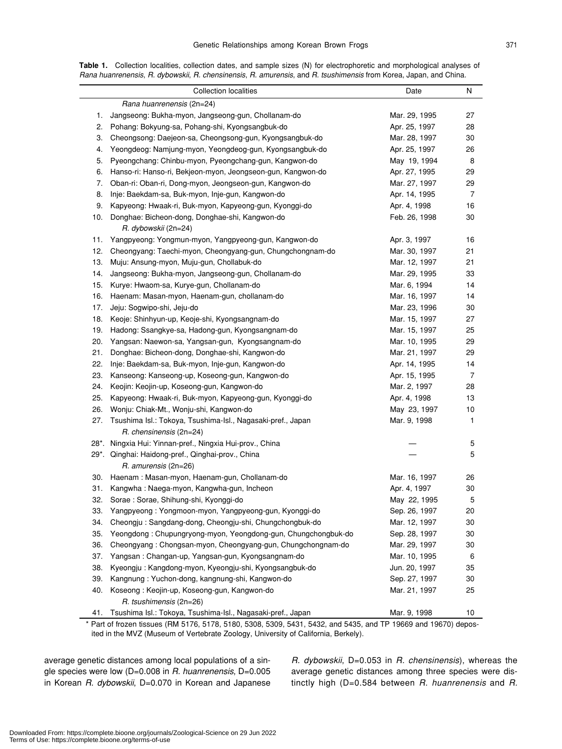**Table 1.** Collection localities, collection dates, and sample sizes (N) for electrophoretic and morphological analyses of *Rana huanrenensis*, *R. dybowskii*, *R. chensinensis*, *R. amurensis*, and *R. tsushimensis* from Korea, Japan, and China.

| | Collection localities | Date | N |
|---|---|---|---|
| | *Rana huanrenensis* (2n=24) | | |
| 1. | Jangseong: Bukha-myon, Jangseong-gun, Chollanam-do | Mar. 29, 1995 | 27 |
| 2. | Pohang: Bokyung-sa, Pohang-shi, Kyongsangbuk-do | Apr. 25, 1997 | 28 |
| 3. | Cheongsong: Daejeon-sa, Cheongsong-gun, Kyongsangbuk-do | Mar. 28, 1997 | 30 |
| 4. | Yeongdeog: Namjung-myon, Yeongdeog-gun, Kyongsangbuk-do | Apr. 25, 1997 | 26 |
| 5. | Pyeongchang: Chinbu-myon, Pyeongchang-gun, Kangwon-do | May 19, 1994 | 8 |
| 6. | Hanso-ri: Hanso-ri, Bekjeon-myon, Jeongseon-gun, Kangwon-do | Apr. 27, 1995 | 29 |
| 7. | Oban-ri: Oban-ri, Dong-myon, Jeongseon-gun, Kangwon-do | Mar. 27, 1997 | 29 |
| 8. | Inje: Baekdam-sa, Buk-myon, Inje-gun, Kangwon-do | Apr. 14, 1995 | 7 |
| 9. | Kapyeong: Hwaak-ri, Buk-myon, Kapyeong-gun, Kyonggi-do | Apr. 4, 1998 | 16 |
| 10. | Donghae: Bicheon-dong, Donghae-shi, Kangwon-do | Feb. 26, 1998 | 30 |
| | *R. dybowskii* (2n=24) | | |
| 11. | Yangpyeong: Yongmun-myon, Yangpyeong-gun, Kangwon-do | Apr. 3, 1997 | 16 |
| 12. | Cheongyang: Taechi-myon, Cheongyang-gun, Chungchongnam-do | Mar. 30, 1997 | 21 |
| 13. | Muju: Ansung-myon, Muju-gun, Chollabuk-do | Mar. 12, 1997 | 21 |
| 14. | Jangseong: Bukha-myon, Jangseong-gun, Chollanam-do | Mar. 29, 1995 | 33 |
| 15. | Kurye: Hwaom-sa, Kurye-gun, Chollanam-do | Mar. 6, 1994 | 14 |
| 16. | Haenam: Masan-myon, Haenam-gun, chollanam-do | Mar. 16, 1997 | 14 |
| 17. | Jeju: Sogwipo-shi, Jeju-do | Mar. 23, 1996 | 30 |
| 18. | Keoje: Shinhyun-up, Keoje-shi, Kyongsangnam-do | Mar. 15, 1997 | 27 |
| 19. | Hadong: Ssangkye-sa, Hadong-gun, Kyongsangnam-do | Mar. 15, 1997 | 25 |
| 20. | Yangsan: Naewon-sa, Yangsan-gun, Kyongsangnam-do | Mar. 10, 1995 | 29 |
| 21. | Donghae: Bicheon-dong, Donghae-shi, Kangwon-do | Mar. 21, 1997 | 29 |
| 22. | Inje: Baekdam-sa, Buk-myon, Inje-gun, Kangwon-do | Apr. 14, 1995 | 14 |
| 23. | Kanseong: Kanseong-up, Koseong-gun, Kangwon-do | Apr. 15, 1995 | 7 |
| 24. | Keojin: Keojin-up, Koseong-gun, Kangwon-do | Mar. 2, 1997 | 28 |
| 25. | Kapyeong: Hwaak-ri, Buk-myon, Kapyeong-gun, Kyonggi-do | Apr. 4, 1998 | 13 |
| 26. | Wonju: Chiak-Mt., Wonju-shi, Kangwon-do | May 23, 1997 | 10 |
| 27. | Tsushima Isl.: Tokoya, Tsushima-Isl., Nagasaki-pref., Japan | Mar. 9, 1998 | 1 |
| | *R. chensinensis* (2n=24) | | |
| 28*. | Ningxia Hui: Yinnan-pref., Ningxia Hui-prov., China | — | 5 |
| 29*. | Qinghai: Haidong-pref., Qinghai-prov., China | — | 5 |
| | *R. amurensis* (2n=26) | | |
| 30. | Haenam : Masan-myon, Haenam-gun, Chollanam-do | Mar. 16, 1997 | 26 |
| 31. | Kangwha : Naega-myon, Kangwha-gun, Incheon | Apr. 4, 1997 | 30 |
| 32. | Sorae : Sorae, Shihung-shi, Kyonggi-do | May 22, 1995 | 5 |
| 33. | Yangpyeong : Yongmoon-myon, Yangpyeong-gun, Kyonggi-do | Sep. 26, 1997 | 20 |
| 34. | Cheongju : Sangdang-dong, Cheongju-shi, Chungchongbuk-do | Mar. 12, 1997 | 30 |
| 35. | Yeongdong : Chupungryong-myon, Yeongdong-gun, Chungchongbuk-do | Sep. 28, 1997 | 30 |
| 36. | Cheongyang : Chongsan-myon, Cheongyang-gun, Chungchongnam-do | Mar. 29, 1997 | 30 |
| 37. | Yangsan : Changan-up, Yangsan-gun, Kyongsangnam-do | Mar. 10, 1995 | 6 |
| 38. | Kyeongju : Kangdong-myon, Kyeongju-shi, Kyongsangbuk-do | Jun. 20, 1997 | 35 |
| 39. | Kangnung : Yuchon-dong, kangnung-shi, Kangwon-do | Sep. 27, 1997 | 30 |
| 40. | Koseong : Keojin-up, Koseong-gun, Kangwon-do | Mar. 21, 1997 | 25 |
| | *R. tsushimensis* (2n=26) | | |
| 41. | Tsushima Isl.: Tokoya, Tsushima-Isl., Nagasaki-pref., Japan | Mar. 9, 1998 | 10 |

\* Part of frozen tissues (RM 5176, 5178, 5180, 5308, 5309, 5431, 5432, and 5435, and TP 19669 and 19670) deposited in the MVZ (Museum of Vertebrate Zoology, University of California, Berkely).

average genetic distances among local populations of a single species were low (D=0.008 in *R. huanrenensis*, D=0.005 in Korean *R. dybowskii*, D=0.070 in Korean and Japanese *R. dybowskii*, D=0.053 in *R. chensinensis*), whereas the average genetic distances among three species were distinctly high (D=0.584 between *R. huanrenensis* and *R.*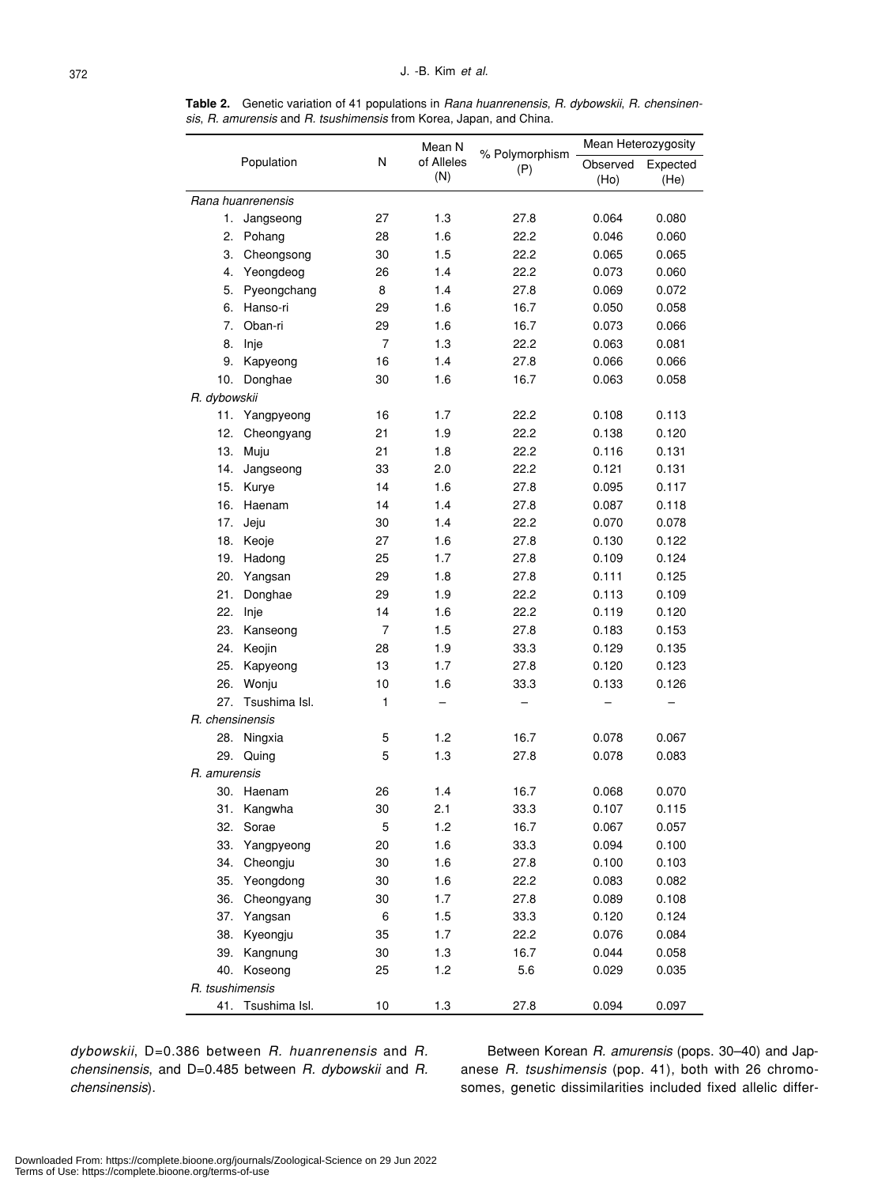**Table 2.** Genetic variation of 41 populations in *Rana huanrenensis*, *R. dybowskii*, *R. chensinensis*, *R. amurensis* and *R. tsushimensis* from Korea, Japan, and China.

| Population | N | Mean N of Alleles (N) | % Polymorphism (P) | Mean Heterozygosity | |
|---|---|---|---|---|---|
| | | | | Observed (Ho) | Expected (He) |
| *Rana huanrenensis* | | | | | |
| 1. Jangseong | 27 | 1.3 | 27.8 | 0.064 | 0.080 |
| 2. Pohang | 28 | 1.6 | 22.2 | 0.046 | 0.060 |
| 3. Cheongsong | 30 | 1.5 | 22.2 | 0.065 | 0.065 |
| 4. Yeongdeog | 26 | 1.4 | 22.2 | 0.073 | 0.060 |
| 5. Pyeongchang | 8 | 1.4 | 27.8 | 0.069 | 0.072 |
| 6. Hanso-ri | 29 | 1.6 | 16.7 | 0.050 | 0.058 |
| 7. Oban-ri | 29 | 1.6 | 16.7 | 0.073 | 0.066 |
| 8. Inje | 7 | 1.3 | 22.2 | 0.063 | 0.081 |
| 9. Kapyeong | 16 | 1.4 | 27.8 | 0.066 | 0.066 |
| 10. Donghae | 30 | 1.6 | 16.7 | 0.063 | 0.058 |
| *R. dybowskii* | | | | | |
| 11. Yangpyeong | 16 | 1.7 | 22.2 | 0.108 | 0.113 |
| 12. Cheongyang | 21 | 1.9 | 22.2 | 0.138 | 0.120 |
| 13. Muju | 21 | 1.8 | 22.2 | 0.116 | 0.131 |
| 14. Jangseong | 33 | 2.0 | 22.2 | 0.121 | 0.131 |
| 15. Kurye | 14 | 1.6 | 27.8 | 0.095 | 0.117 |
| 16. Haenam | 14 | 1.4 | 27.8 | 0.087 | 0.118 |
| 17. Jeju | 30 | 1.4 | 22.2 | 0.070 | 0.078 |
| 18. Keoje | 27 | 1.6 | 27.8 | 0.130 | 0.122 |
| 19. Hadong | 25 | 1.7 | 27.8 | 0.109 | 0.124 |
| 20. Yangsan | 29 | 1.8 | 27.8 | 0.111 | 0.125 |
| 21. Donghae | 29 | 1.9 | 22.2 | 0.113 | 0.109 |
| 22. Inje | 14 | 1.6 | 22.2 | 0.119 | 0.120 |
| 23. Kanseong | 7 | 1.5 | 27.8 | 0.183 | 0.153 |
| 24. Keojin | 28 | 1.9 | 33.3 | 0.129 | 0.135 |
| 25. Kapyeong | 13 | 1.7 | 27.8 | 0.120 | 0.123 |
| 26. Wonju | 10 | 1.6 | 33.3 | 0.133 | 0.126 |
| 27. Tsushima Isl. | 1 | – | – | – | – |
| *R. chensinensis* | | | | | |
| 28. Ningxia | 5 | 1.2 | 16.7 | 0.078 | 0.067 |
| 29. Quing | 5 | 1.3 | 27.8 | 0.078 | 0.083 |
| *R. amurensis* | | | | | |
| 30. Haenam | 26 | 1.4 | 16.7 | 0.068 | 0.070 |
| 31. Kangwha | 30 | 2.1 | 33.3 | 0.107 | 0.115 |
| 32. Sorae | 5 | 1.2 | 16.7 | 0.067 | 0.057 |
| 33. Yangpyeong | 20 | 1.6 | 33.3 | 0.094 | 0.100 |
| 34. Cheongju | 30 | 1.6 | 27.8 | 0.100 | 0.103 |
| 35. Yeongdong | 30 | 1.6 | 22.2 | 0.083 | 0.082 |
| 36. Cheongyang | 30 | 1.7 | 27.8 | 0.089 | 0.108 |
| 37. Yangsan | 6 | 1.5 | 33.3 | 0.120 | 0.124 |
| 38. Kyeongju | 35 | 1.7 | 22.2 | 0.076 | 0.084 |
| 39. Kangnung | 30 | 1.3 | 16.7 | 0.044 | 0.058 |
| 40. Koseong | 25 | 1.2 | 5.6 | 0.029 | 0.035 |
| *R. tsushimensis* | | | | | |
| 41. Tsushima Isl. | 10 | 1.3 | 27.8 | 0.094 | 0.097 |

*dybowskii*, D=0.386 between *R. huanrenensis* and *R. chensinensis*, and D=0.485 between *R. dybowskii* and *R. chensinensis*).

Between Korean *R. amurensis* (pops. 30–40) and Japanese *R. tsushimensis* (pop. 41), both with 26 chromosomes, genetic dissimilarities included fixed allelic differ-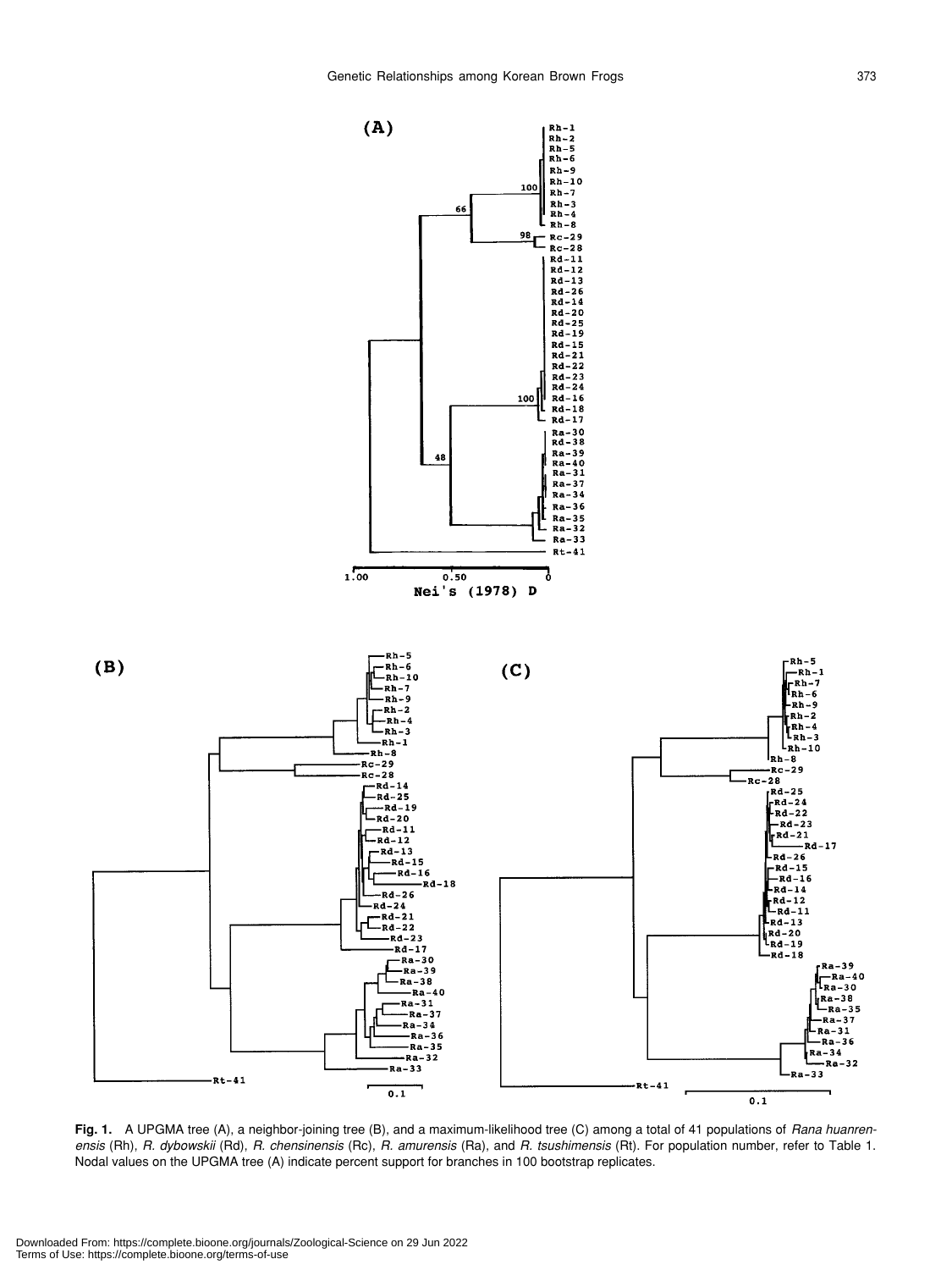**Fig. 1.** A UPGMA tree (A), a neighbor-joining tree (B), and a maximum-likelihood tree (C) among a total of 41 populations of *Rana huanrenensis* (Rh), *R. dybowskii* (Rd), *R. chensinensis* (Rc), *R. amurensis* (Ra), and *R. tsushimensis* (Rt). For population number, refer to Table 1. Nodal values on the UPGMA tree (A) indicate percent support for branches in 100 bootstrap replicates.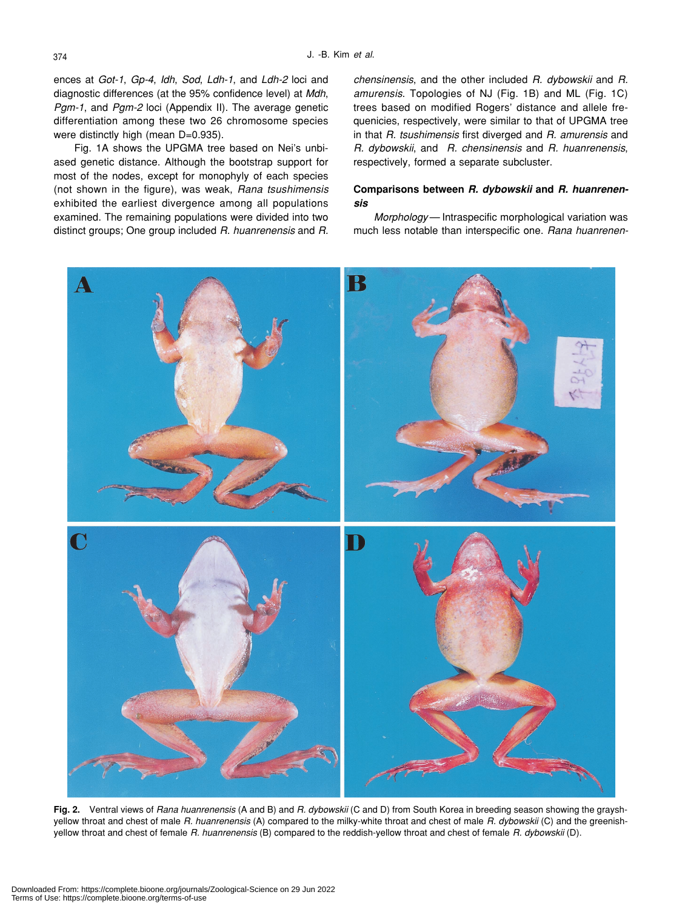ences at *Got-1*, *Gp-4*, *Idh*, *Sod*, *Ldh-1*, and *Ldh-2* loci and diagnostic differences (at the 95% confidence level) at *Mdh*, *Pgm-1*, and *Pgm-2* loci (Appendix II). The average genetic differentiation among these two 26 chromosome species were distinctly high (mean D=0.935).

Fig. 1A shows the UPGMA tree based on Nei's unbiased genetic distance. Although the bootstrap support for most of the nodes, except for monophyly of each species (not shown in the figure), was weak, *Rana tsushimensis* exhibited the earliest divergence among all populations examined. The remaining populations were divided into two distinct groups; One group included *R. huanrenensis* and *R. chensinensis*, and the other included *R. dybowskii* and *R. amurensis*. Topologies of NJ (Fig. 1B) and ML (Fig. 1C) trees based on modified Rogers' distance and allele frequencies, respectively, were similar to that of UPGMA tree in that *R. tsushimensis* first diverged and *R. amurensis* and *R. dybowskii*, and *R. chensinensis* and *R. huanrenensis*, respectively, formed a separate subcluster.

### Comparisons between *R. dybowskii* and *R. huanrenensis*

*Morphology*— Intraspecific morphological variation was much less notable than interspecific one. *Rana huanrenen-*

**Fig. 2.** Ventral views of *Rana huanrenensis* (A and B) and *R. dybowskii* (C and D) from South Korea in breeding season showing the grayshyellow throat and chest of male *R. huanrenensis* (A) compared to the milky-white throat and chest of male *R. dybowskii* (C) and the greenishyellow throat and chest of female *R. huanrenensis* (B) compared to the reddish-yellow throat and chest of female *R. dybowskii* (D).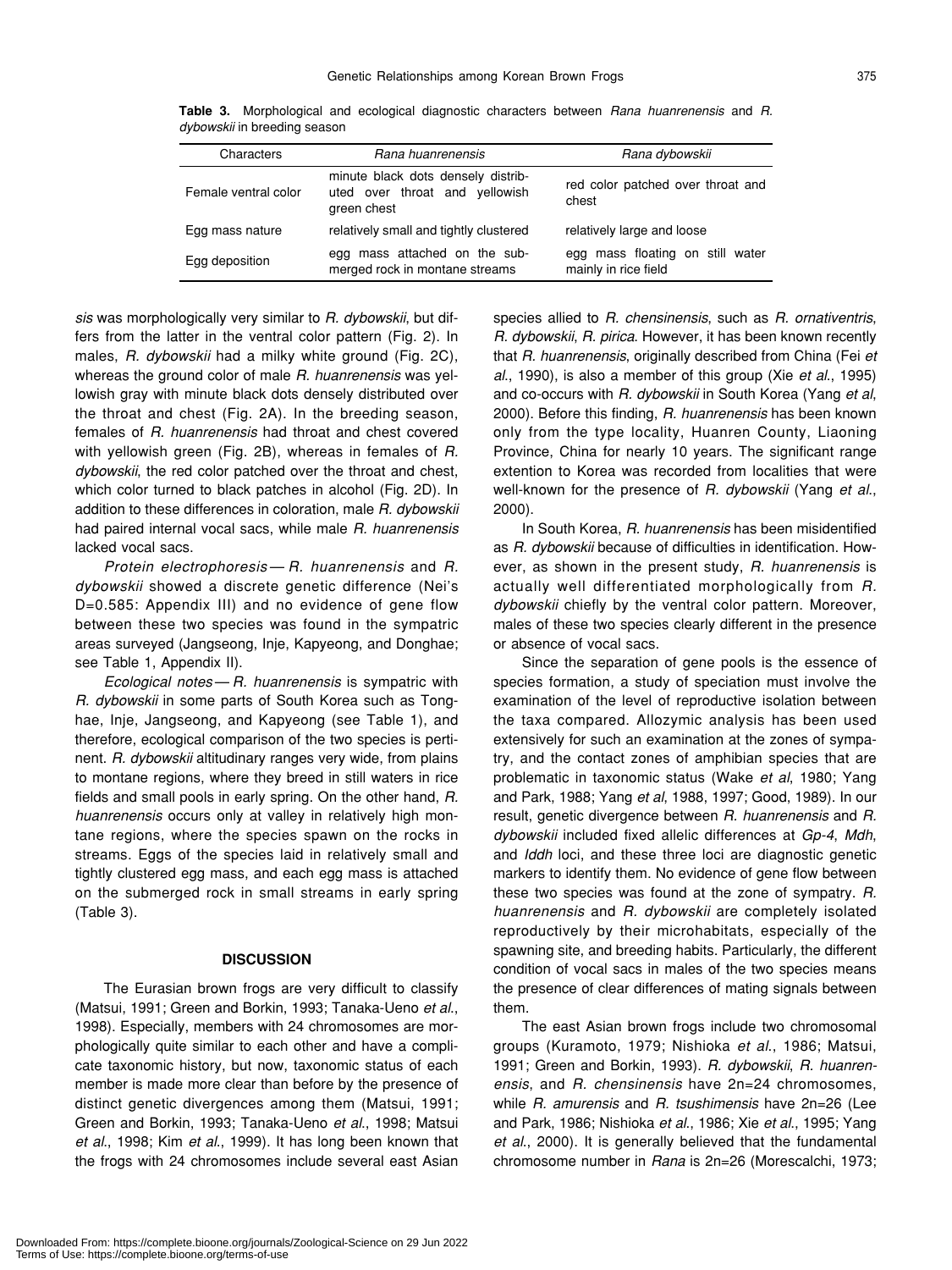**Table 3.** Morphological and ecological diagnostic characters between *Rana huanrenensis* and *R. dybowskii* in breeding season

| Characters | *Rana huanrenensis* | *Rana dybowskii* |
|---|---|---|
| Female ventral color | minute black dots densely distributed over throat and yellowish green chest | red color patched over throat and chest |
| Egg mass nature | relatively small and tightly clustered | relatively large and loose |
| Egg deposition | egg mass attached on the submerged rock in montane streams | egg mass floating on still water mainly in rice field |

*sis* was morphologically very similar to *R. dybowskii*, but differs from the latter in the ventral color pattern (Fig. 2). In males, *R. dybowskii* had a milky white ground (Fig. 2C), whereas the ground color of male *R. huanrenensis* was yellowish gray with minute black dots densely distributed over the throat and chest (Fig. 2A). In the breeding season, females of *R. huanrenensis* had throat and chest covered with yellowish green (Fig. 2B), whereas in females of *R. dybowskii*, the red color patched over the throat and chest, which color turned to black patches in alcohol (Fig. 2D). In addition to these differences in coloration, male *R. dybowskii* had paired internal vocal sacs, while male *R. huanrenensis* lacked vocal sacs.

*Protein electrophoresis* — *R. huanrenensis* and *R. dybowskii* showed a discrete genetic difference (Nei's D=0.585: Appendix III) and no evidence of gene flow between these two species was found in the sympatric areas surveyed (Jangseong, Inje, Kapyeong, and Donghae; see Table 1, Appendix II).

*Ecological notes* — *R. huanrenensis* is sympatric with *R. dybowskii* in some parts of South Korea such as Tonghae, Inje, Jangseong, and Kapyeong (see Table 1), and therefore, ecological comparison of the two species is pertinent. *R. dybowskii* altitudinary ranges very wide, from plains to montane regions, where they breed in still waters in rice fields and small pools in early spring. On the other hand, *R. huanrenensis* occurs only at valley in relatively high montane regions, where the species spawn on the rocks in streams. Eggs of the species laid in relatively small and tightly clustered egg mass, and each egg mass is attached on the submerged rock in small streams in early spring (Table 3).

## DISCUSSION

The Eurasian brown frogs are very difficult to classify (Matsui, 1991; Green and Borkin, 1993; Tanaka-Ueno *et al*., 1998). Especially, members with 24 chromosomes are morphologically quite similar to each other and have a complicate taxonomic history, but now, taxonomic status of each member is made more clear than before by the presence of distinct genetic divergences among them (Matsui, 1991; Green and Borkin, 1993; Tanaka-Ueno *et al*., 1998; Matsui *et al*., 1998; Kim *et al*., 1999). It has long been known that the frogs with 24 chromosomes include several east Asian species allied to *R. chensinensis*, such as *R. ornativentris*, *R. dybowskii*, *R. pirica*. However, it has been known recently that *R. huanrenensis*, originally described from China (Fei *et al*., 1990), is also a member of this group (Xie *et al*., 1995) and co-occurs with *R. dybowskii* in South Korea (Yang *et al*, 2000). Before this finding, *R. huanrenensis* has been known only from the type locality, Huanren County, Liaoning Province, China for nearly 10 years. The significant range extention to Korea was recorded from localities that were well-known for the presence of *R. dybowskii* (Yang *et al*., 2000).

In South Korea, *R. huanrenensis* has been misidentified as *R. dybowskii* because of difficulties in identification. However, as shown in the present study, *R. huanrenensis* is actually well differentiated morphologically from *R. dybowskii* chiefly by the ventral color pattern. Moreover, males of these two species clearly different in the presence or absence of vocal sacs.

Since the separation of gene pools is the essence of species formation, a study of speciation must involve the examination of the level of reproductive isolation between the taxa compared. Allozymic analysis has been used extensively for such an examination at the zones of sympatry, and the contact zones of amphibian species that are problematic in taxonomic status (Wake *et al*, 1980; Yang and Park, 1988; Yang *et al*, 1988, 1997; Good, 1989). In our result, genetic divergence between *R. huanrenensis* and *R. dybowskii* included fixed allelic differences at *Gp-4*, *Mdh*, and *Iddh* loci, and these three loci are diagnostic genetic markers to identify them. No evidence of gene flow between these two species was found at the zone of sympatry. *R. huanrenensis* and *R. dybowskii* are completely isolated reproductively by their microhabitats, especially of the spawning site, and breeding habits. Particularly, the different condition of vocal sacs in males of the two species means the presence of clear differences of mating signals between them.

The east Asian brown frogs include two chromosomal groups (Kuramoto, 1979; Nishioka *et al*., 1986; Matsui, 1991; Green and Borkin, 1993). *R. dybowskii*, *R. huanrenensis*, and *R. chensinensis* have 2n=24 chromosomes, while *R. amurensis* and *R. tsushimensis* have 2n=26 (Lee and Park, 1986; Nishioka *et al*., 1986; Xie *et al*., 1995; Yang *et al*., 2000). It is generally believed that the fundamental chromosome number in *Rana* is 2n=26 (Morescalchi, 1973;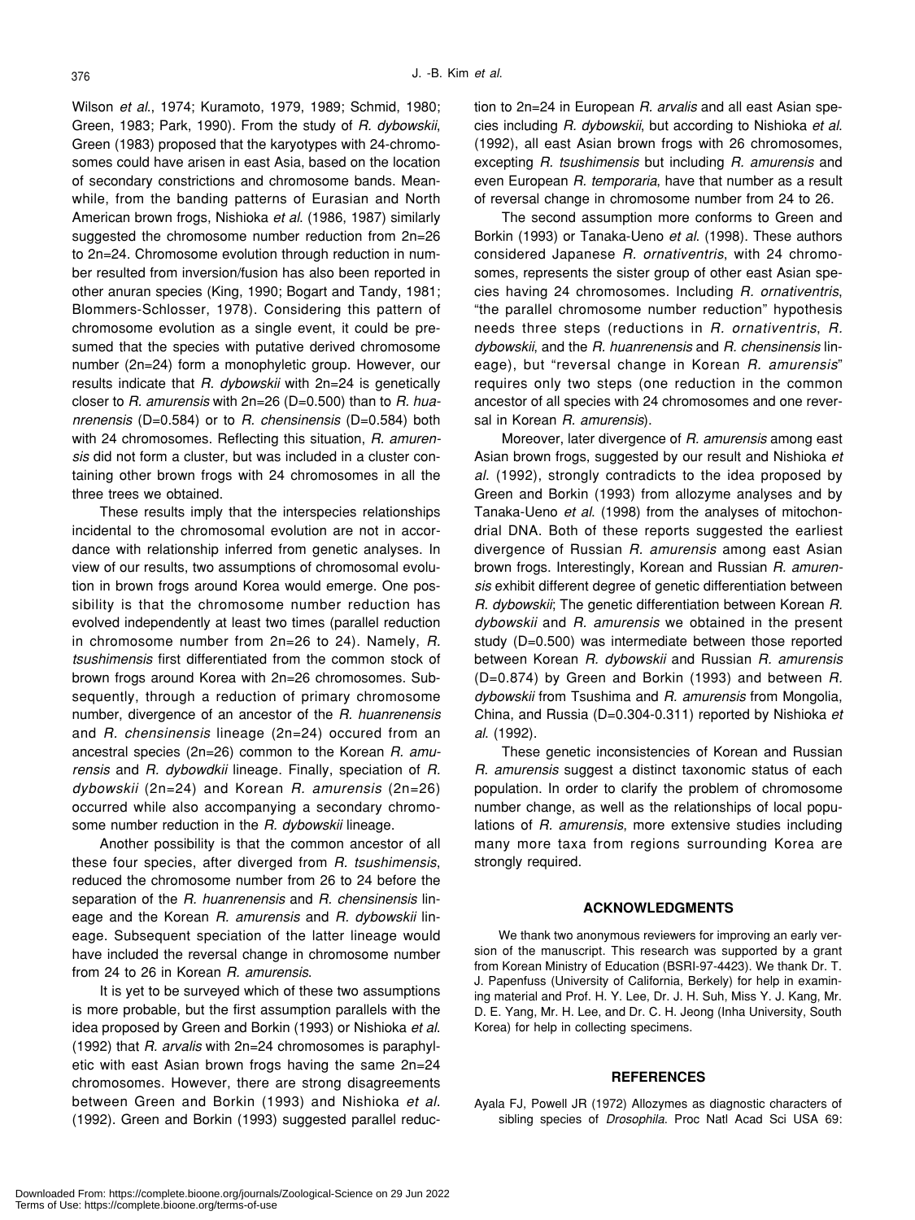Wilson *et al*., 1974; Kuramoto, 1979, 1989; Schmid, 1980; Green, 1983; Park, 1990). From the study of *R. dybowskii*, Green (1983) proposed that the karyotypes with 24-chromosomes could have arisen in east Asia, based on the location of secondary constrictions and chromosome bands. Meanwhile, from the banding patterns of Eurasian and North American brown frogs, Nishioka *et al*. (1986, 1987) similarly suggested the chromosome number reduction from 2n=26 to 2n=24. Chromosome evolution through reduction in number resulted from inversion/fusion has also been reported in other anuran species (King, 1990; Bogart and Tandy, 1981; Blommers-Schlosser, 1978). Considering this pattern of chromosome evolution as a single event, it could be presumed that the species with putative derived chromosome number (2n=24) form a monophyletic group. However, our results indicate that *R. dybowskii* with 2n=24 is genetically closer to *R. amurensis* with 2n=26 (D=0.500) than to *R. huanrenensis* (D=0.584) or to *R. chensinensis* (D=0.584) both with 24 chromosomes. Reflecting this situation, *R. amurensis* did not form a cluster, but was included in a cluster containing other brown frogs with 24 chromosomes in all the three trees we obtained.

These results imply that the interspecies relationships incidental to the chromosomal evolution are not in accordance with relationship inferred from genetic analyses. In view of our results, two assumptions of chromosomal evolution in brown frogs around Korea would emerge. One possibility is that the chromosome number reduction has evolved independently at least two times (parallel reduction in chromosome number from 2n=26 to 24). Namely, *R. tsushimensis* first differentiated from the common stock of brown frogs around Korea with 2n=26 chromosomes. Subsequently, through a reduction of primary chromosome number, divergence of an ancestor of the *R. huanrenensis* and *R. chensinensis* lineage (2n=24) occured from an ancestral species (2n=26) common to the Korean *R. amurensis* and *R. dybowdkii* lineage. Finally, speciation of *R. dybowskii* (2n=24) and Korean *R. amurensis* (2n=26) occurred while also accompanying a secondary chromosome number reduction in the *R. dybowskii* lineage.

Another possibility is that the common ancestor of all these four species, after diverged from *R. tsushimensis*, reduced the chromosome number from 26 to 24 before the separation of the *R. huanrenensis* and *R. chensinensis* lineage and the Korean *R. amurensis* and *R. dybowskii* lineage. Subsequent speciation of the latter lineage would have included the reversal change in chromosome number from 24 to 26 in Korean *R. amurensis*.

It is yet to be surveyed which of these two assumptions is more probable, but the first assumption parallels with the idea proposed by Green and Borkin (1993) or Nishioka *et al*. (1992) that *R. arvalis* with 2n=24 chromosomes is paraphyletic with east Asian brown frogs having the same 2n=24 chromosomes. However, there are strong disagreements between Green and Borkin (1993) and Nishioka *et al*. (1992). Green and Borkin (1993) suggested parallel reduction to 2n=24 in European *R. arvalis* and all east Asian species including *R. dybowskii*, but according to Nishioka *et al*. (1992), all east Asian brown frogs with 26 chromosomes, excepting *R. tsushimensis* but including *R. amurensis* and even European *R. temporaria*, have that number as a result of reversal change in chromosome number from 24 to 26.

The second assumption more conforms to Green and Borkin (1993) or Tanaka-Ueno *et al*. (1998). These authors considered Japanese *R. ornativentris*, with 24 chromosomes, represents the sister group of other east Asian species having 24 chromosomes. Including *R. ornativentris*, "the parallel chromosome number reduction" hypothesis needs three steps (reductions in *R. ornativentris*, *R. dybowskii*, and the *R. huanrenensis* and *R. chensinensis* lineage), but "reversal change in Korean *R. amurensis*" requires only two steps (one reduction in the common ancestor of all species with 24 chromosomes and one reversal in Korean *R. amurensis*).

Moreover, later divergence of *R. amurensis* among east Asian brown frogs, suggested by our result and Nishioka *et al*. (1992), strongly contradicts to the idea proposed by Green and Borkin (1993) from allozyme analyses and by Tanaka-Ueno *et al*. (1998) from the analyses of mitochondrial DNA. Both of these reports suggested the earliest divergence of Russian *R. amurensis* among east Asian brown frogs. Interestingly, Korean and Russian *R. amurensis* exhibit different degree of genetic differentiation between *R. dybowskii*; The genetic differentiation between Korean *R. dybowskii* and *R. amurensis* we obtained in the present study (D=0.500) was intermediate between those reported between Korean *R. dybowskii* and Russian *R. amurensis* (D=0.874) by Green and Borkin (1993) and between *R. dybowskii* from Tsushima and *R. amurensis* from Mongolia, China, and Russia (D=0.304-0.311) reported by Nishioka *et al.* (1992).

These genetic inconsistencies of Korean and Russian *R. amurensis* suggest a distinct taxonomic status of each population. In order to clarify the problem of chromosome number change, as well as the relationships of local populations of *R. amurensis*, more extensive studies including many more taxa from regions surrounding Korea are strongly required.

## ACKNOWLEDGMENTS

We thank two anonymous reviewers for improving an early version of the manuscript. This research was supported by a grant from Korean Ministry of Education (BSRI-97-4423). We thank Dr. T. J. Papenfuss (University of California, Berkely) for help in examining material and Prof. H. Y. Lee, Dr. J. H. Suh, Miss Y. J. Kang, Mr. D. E. Yang, Mr. H. Lee, and Dr. C. H. Jeong (Inha University, South Korea) for help in collecting specimens.

## REFERENCES

Ayala FJ, Powell JR (1972) Allozymes as diagnostic characters of sibling species of *Drosophila*. Proc Natl Acad Sci USA 69: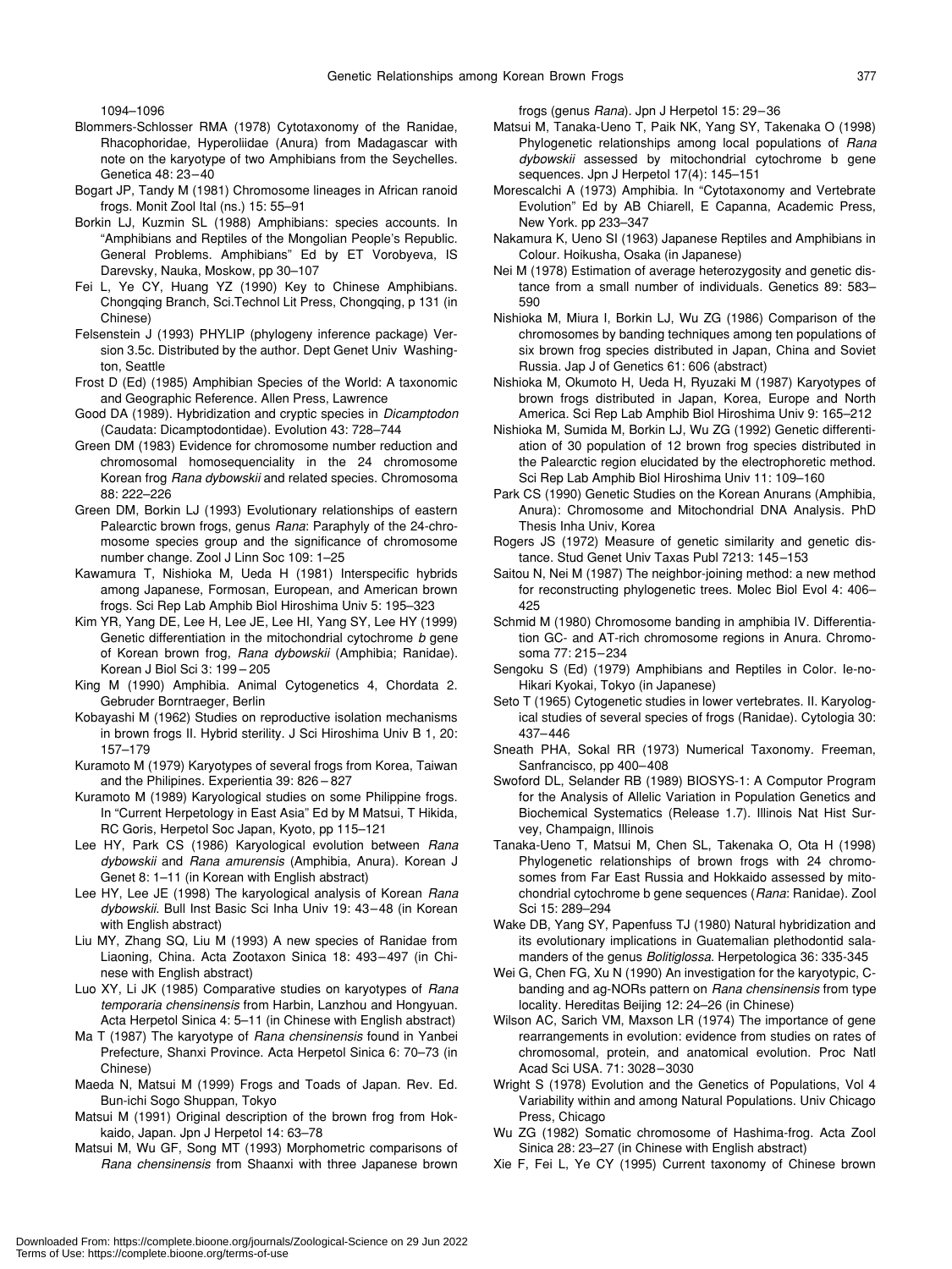1094–1096

Blommers-Schlosser RMA (1978) Cytotaxonomy of the Ranidae, Rhacophoridae, Hyperoliidae (Anura) from Madagascar with note on the karyotype of two Amphibians from the Seychelles. Genetica 48: 23–40

Bogart JP, Tandy M (1981) Chromosome lineages in African ranoid frogs. Monit Zool Ital (ns.) 15: 55–91

Borkin LJ, Kuzmin SL (1988) Amphibians: species accounts. In "Amphibians and Reptiles of the Mongolian People's Republic. General Problems. Amphibians" Ed by ET Vorobyeva, IS Darevsky, Nauka, Moskow, pp 30–107

Fei L, Ye CY, Huang YZ (1990) Key to Chinese Amphibians. Chongqing Branch, Sci.Technol Lit Press, Chongqing, p 131 (in Chinese)

Felsenstein J (1993) PHYLIP (phylogeny inference package) Version 3.5c. Distributed by the author. Dept Genet Univ Washington, Seattle

Frost D (Ed) (1985) Amphibian Species of the World: A taxonomic and Geographic Reference. Allen Press, Lawrence

Good DA (1989). Hybridization and cryptic species in *Dicamptodon* (Caudata: Dicamptodontidae). Evolution 43: 728–744

Green DM (1983) Evidence for chromosome number reduction and chromosomal homosequenciality in the 24 chromosome Korean frog *Rana dybowskii* and related species. Chromosoma 88: 222–226

Green DM, Borkin LJ (1993) Evolutionary relationships of eastern Palearctic brown frogs, genus *Rana*: Paraphyly of the 24-chromosome species group and the significance of chromosome number change. Zool J Linn Soc 109: 1–25

Kawamura T, Nishioka M, Ueda H (1981) Interspecific hybrids among Japanese, Formosan, European, and American brown frogs. Sci Rep Lab Amphib Biol Hiroshima Univ 5: 195–323

Kim YR, Yang DE, Lee H, Lee JE, Lee HI, Yang SY, Lee HY (1999) Genetic differentiation in the mitochondrial cytochrome *b* gene of Korean brown frog, *Rana dybowskii* (Amphibia; Ranidae). Korean J Biol Sci 3: 199 – 205

King M (1990) Amphibia. Animal Cytogenetics 4, Chordata 2. Gebruder Borntraeger, Berlin

Kobayashi M (1962) Studies on reproductive isolation mechanisms in brown frogs II. Hybrid sterility. J Sci Hiroshima Univ B 1, 20: 157–179

Kuramoto M (1979) Karyotypes of several frogs from Korea, Taiwan and the Philipines. Experientia 39: 826 – 827

Kuramoto M (1989) Karyological studies on some Philippine frogs. In "Current Herpetology in East Asia" Ed by M Matsui, T Hikida, RC Goris, Herpetol Soc Japan, Kyoto, pp 115–121

Lee HY, Park CS (1986) Karyological evolution between *Rana dybowskii* and *Rana amurensis* (Amphibia, Anura). Korean J Genet 8: 1–11 (in Korean with English abstract)

Lee HY, Lee JE (1998) The karyological analysis of Korean *Rana dybowskii.* Bull Inst Basic Sci Inha Univ 19: 43– 48 (in Korean with English abstract)

Liu MY, Zhang SQ, Liu M (1993) A new species of Ranidae from Liaoning, China. Acta Zootaxon Sinica 18: 493– 497 (in Chinese with English abstract)

Luo XY, Li JK (1985) Comparative studies on karyotypes of *Rana temporaria chensinensis* from Harbin, Lanzhou and Hongyuan. Acta Herpetol Sinica 4: 5–11 (in Chinese with English abstract)

Ma T (1987) The karyotype of *Rana chensinensis* found in Yanbei Prefecture, Shanxi Province. Acta Herpetol Sinica 6: 70–73 (in Chinese)

Maeda N, Matsui M (1999) Frogs and Toads of Japan. Rev. Ed. Bun-ichi Sogo Shuppan, Tokyo

Matsui M (1991) Original description of the brown frog from Hokkaido, Japan. Jpn J Herpetol 14: 63–78

Matsui M, Wu GF, Song MT (1993) Morphometric comparisons of *Rana chensinensis* from Shaanxi with three Japanese brown frogs (genus *Rana*). Jpn J Herpetol 15: 29 – 36

Matsui M, Tanaka-Ueno T, Paik NK, Yang SY, Takenaka O (1998) Phylogenetic relationships among local populations of *Rana dybowskii* assessed by mitochondrial cytochrome b gene sequences. Jpn J Herpetol 17(4): 145–151

Morescalchi A (1973) Amphibia. In "Cytotaxonomy and Vertebrate Evolution" Ed by AB Chiarell, E Capanna, Academic Press, New York. pp 233–347

Nakamura K, Ueno SI (1963) Japanese Reptiles and Amphibians in Colour. Hoikusha, Osaka (in Japanese)

Nei M (1978) Estimation of average heterozygosity and genetic distance from a small number of individuals. Genetics 89: 583–590

Nishioka M, Miura I, Borkin LJ, Wu ZG (1986) Comparison of the chromosomes by banding techniques among ten populations of six brown frog species distributed in Japan, China and Soviet Russia. Jap J of Genetics 61: 606 (abstract)

Nishioka M, Okumoto H, Ueda H, Ryuzaki M (1987) Karyotypes of brown frogs distributed in Japan, Korea, Europe and North America. Sci Rep Lab Amphib Biol Hiroshima Univ 9: 165–212

Nishioka M, Sumida M, Borkin LJ, Wu ZG (1992) Genetic differentiation of 30 population of 12 brown frog species distributed in the Palearctic region elucidated by the electrophoretic method. Sci Rep Lab Amphib Biol Hiroshima Univ 11: 109–160

Park CS (1990) Genetic Studies on the Korean Anurans (Amphibia, Anura): Chromosome and Mitochondrial DNA Analysis. PhD Thesis Inha Univ, Korea

Rogers JS (1972) Measure of genetic similarity and genetic distance. Stud Genet Univ Taxas Publ 7213: 145 –153

Saitou N, Nei M (1987) The neighbor-joining method: a new method for reconstructing phylogenetic trees. Molec Biol Evol 4: 406–425

Schmid M (1980) Chromosome banding in amphibia IV. Differentiation GC- and AT-rich chromosome regions in Anura. Chromosoma 77: 215 – 234

Sengoku S (Ed) (1979) Amphibians and Reptiles in Color. Ie-no-Hikari Kyokai, Tokyo (in Japanese)

Seto T (1965) Cytogenetic studies in lower vertebrates. II. Karyological studies of several species of frogs (Ranidae). Cytologia 30: 437– 446

Sneath PHA, Sokal RR (1973) Numerical Taxonomy. Freeman, Sanfrancisco, pp 400– 408

Swoford DL, Selander RB (1989) BIOSYS-1: A Computor Program for the Analysis of Allelic Variation in Population Genetics and Biochemical Systematics (Release 1.7). Illinois Nat Hist Survey, Champaign, Illinois

Tanaka-Ueno T, Matsui M, Chen SL, Takenaka O, Ota H (1998) Phylogenetic relationships of brown frogs with 24 chromosomes from Far East Russia and Hokkaido assessed by mitochondrial cytochrome b gene sequences (*Rana*: Ranidae). Zool Sci 15: 289–294

Wake DB, Yang SY, Papenfuss TJ (1980) Natural hybridization and its evolutionary implications in Guatemalian plethodontid salamanders of the genus *Bolitiglossa*. Herpetologica 36: 335-345

Wei G, Chen FG, Xu N (1990) An investigation for the karyotypic, C-banding and ag-NORs pattern on *Rana chensinensis* from type locality. Hereditas Beijing 12: 24–26 (in Chinese)

Wilson AC, Sarich VM, Maxson LR (1974) The importance of gene rearrangements in evolution: evidence from studies on rates of chromosomal, protein, and anatomical evolution. Proc Natl Acad Sci USA. 71: 3028 – 3030

Wright S (1978) Evolution and the Genetics of Populations, Vol 4 Variability within and among Natural Populations. Univ Chicago Press, Chicago

Wu ZG (1982) Somatic chromosome of Hashima-frog. Acta Zool Sinica 28: 23–27 (in Chinese with English abstract)

Xie F, Fei L, Ye CY (1995) Current taxonomy of Chinese brown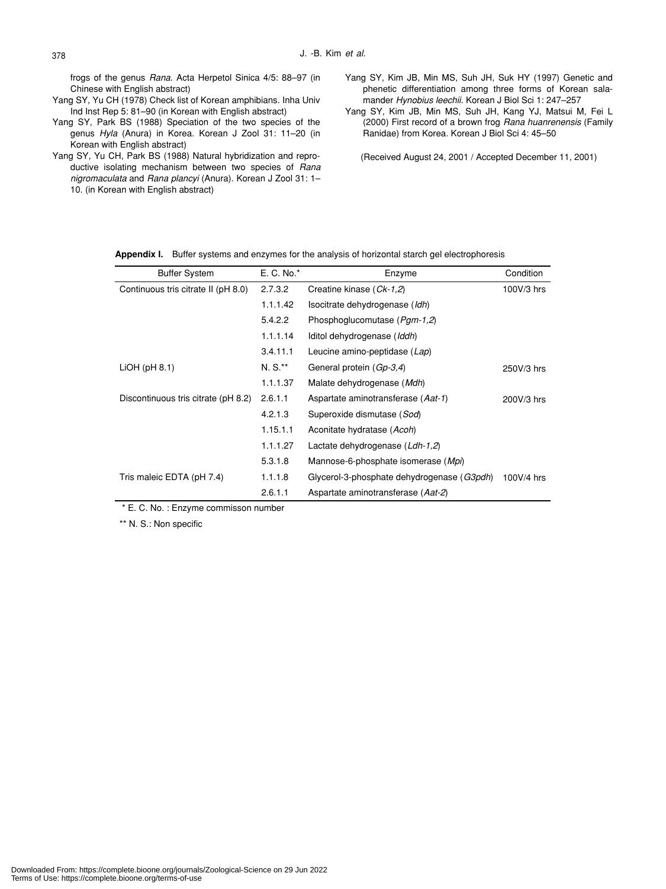frogs of the genus *Rana*. Acta Herpetol Sinica 4/5: 88–97 (in Chinese with English abstract)

Yang SY, Yu CH (1978) Check list of Korean amphibians. Inha Univ Ind Inst Rep 5: 81–90 (in Korean with English abstract)

Yang SY, Park BS (1988) Speciation of the two species of the genus *Hyla* (Anura) in Korea. Korean J Zool 31: 11–20 (in Korean with English abstract)

Yang SY, Yu CH, Park BS (1988) Natural hybridization and reproductive isolating mechanism between two species of *Rana nigromaculata* and *Rana plancyi* (Anura). Korean J Zool 31: 1–10. (in Korean with English abstract)

Yang SY, Kim JB, Min MS, Suh JH, Suk HY (1997) Genetic and phenetic differentiation among three forms of Korean salamander *Hynobius leechii*. Korean J Biol Sci 1: 247–257

Yang SY, Kim JB, Min MS, Suh JH, Kang YJ, Matsui M, Fei L (2000) First record of a brown frog *Rana huanrenensis* (Family Ranidae) from Korea. Korean J Biol Sci 4: 45–50

(Received August 24, 2001 / Accepted December 11, 2001)

**Appendix I.** Buffer systems and enzymes for the analysis of horizontal starch gel electrophoresis

| Buffer System | E. C. No.* | Enzyme | Condition |
|---|---|---|---|
| Continuous tris citrate II (pH 8.0) | 2.7.3.2 | Creatine kinase (*Ck-1,2*) | 100V/3 hrs |
| | 1.1.1.42 | Isocitrate dehydrogenase (*Idh*) | |
| | 5.4.2.2 | Phosphoglucomutase (*Pgm-1,2*) | |
| | 1.1.1.14 | Iditol dehydrogenase (*Iddh*) | |
| | 3.4.11.1 | Leucine amino-peptidase (*Lap*) | |
| LiOH (pH 8.1) | N. S.** | General protein (*Gp-3,4*) | 250V/3 hrs |
| | 1.1.1.37 | Malate dehydrogenase (*Mdh*) | |
| Discontinuous tris citrate (pH 8.2) | 2.6.1.1 | Aspartate aminotransferase (*Aat-1*) | 200V/3 hrs |
| | 4.2.1.3 | Superoxide dismutase (*Sod*) | |
| | 1.15.1.1 | Aconitate hydratase (*Acoh*) | |
| | 1.1.1.27 | Lactate dehydrogenase (*Ldh-1,2*) | |
| | 5.3.1.8 | Mannose-6-phosphate isomerase (*Mpi*) | |
| Tris maleic EDTA (pH 7.4) | 1.1.1.8 | Glycerol-3-phosphate dehydrogenase (*G3pdh*) | 100V/4 hrs |
| | 2.6.1.1 | Aspartate aminotransferase (*Aat-2*) | |

\* E. C. No. : Enzyme commisson number

\** N. S.: Non specific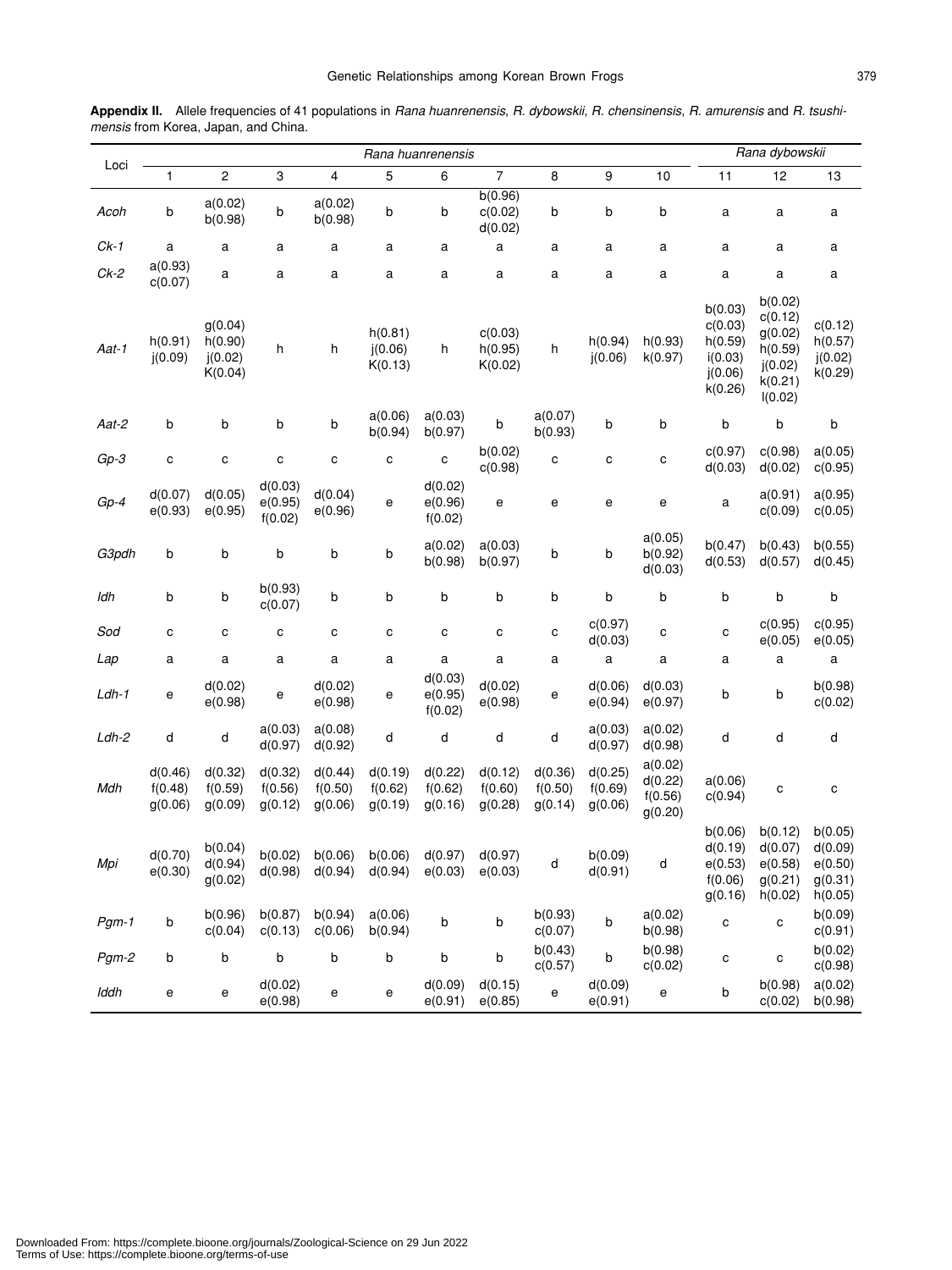**Appendix II.** Allele frequencies of 41 populations in *Rana huanrenensis*, *R. dybowskii*, *R. chensinensis*, *R. amurensis* and *R. tsushimensis* from Korea, Japan, and China.

| Loci | *Rana huanrenensis* | | | | | | | | | | *Rana dybowskii* | | |
|---|---|---|---|---|---|---|---|---|---|---|---|---|---|
| | 1 | 2 | 3 | 4 | 5 | 6 | 7 | 8 | 9 | 10 | 11 | 12 | 13 |
| *Acoh* | b | a(0.02) b(0.98) | b | a(0.02) b(0.98) | b | b | b(0.96) c(0.02) d(0.02) | b | b | b | a | a | a |
| *Ck-1* | a | a | a | a | a | a | a | a | a | a | a | a | a |
| *Ck-2* | a(0.93) c(0.07) | a | a | a | a | a | a | a | a | a | a | a | a |
| *Aat-1* | h(0.91) j(0.09) | g(0.04) h(0.90) j(0.02) K(0.04) | h | h | h(0.81) j(0.06) K(0.13) | h | c(0.03) h(0.95) K(0.02) | h | h(0.94) j(0.06) | h(0.93) k(0.97) | b(0.03) c(0.03) h(0.59) i(0.03) j(0.06) k(0.26) | b(0.02) c(0.12) g(0.02) h(0.59) j(0.02) k(0.21) l(0.02) | c(0.12) h(0.57) j(0.02) k(0.29) |
| *Aat-2* | b | b | b | b | a(0.06) b(0.94) | a(0.03) b(0.97) | b | a(0.07) b(0.93) | b | b | b | b | b |
| *Gp-3* | c | c | c | c | c | c | b(0.02) c(0.98) | c | c | c | c(0.97) d(0.03) | c(0.98) d(0.02) | a(0.05) c(0.95) |
| *Gp-4* | d(0.07) e(0.93) | d(0.05) e(0.95) | d(0.03) e(0.95) f(0.02) | d(0.04) e(0.96) | e | d(0.02) e(0.96) f(0.02) | e | e | e | e | a | a(0.91) c(0.09) | a(0.95) c(0.05) |
| *G3pdh* | b | b | b | b | b | a(0.02) b(0.98) | a(0.03) b(0.97) | b | b | a(0.05) b(0.92) d(0.03) | b(0.47) d(0.53) | b(0.43) d(0.57) | b(0.55) d(0.45) |
| *Idh* | b | b | b(0.93) c(0.07) | b | b | b | b | b | b | b | b | b | b |
| *Sod* | c | c | c | c | c | c | c | c | c(0.97) d(0.03) | c | c | c(0.95) e(0.05) | c(0.95) e(0.05) |
| *Lap* | a | a | a | a | a | a | a | a | a | a | a | a | a |
| *Ldh-1* | e | d(0.02) e(0.98) | e | d(0.02) e(0.98) | e | d(0.03) e(0.95) f(0.02) | d(0.02) e(0.98) | e | d(0.06) e(0.94) | d(0.03) e(0.97) | b | b | b(0.98) c(0.02) |
| *Ldh-2* | d | d | a(0.03) d(0.97) | a(0.08) d(0.92) | d | d | d | d | a(0.03) d(0.97) | a(0.02) d(0.98) | d | d | d |
| *Mdh* | d(0.46) f(0.48) g(0.06) | d(0.32) f(0.59) g(0.09) | d(0.32) f(0.56) g(0.12) | d(0.44) f(0.50) g(0.06) | d(0.19) f(0.62) g(0.19) | d(0.22) f(0.62) g(0.16) | d(0.12) f(0.60) g(0.28) | d(0.36) f(0.50) g(0.14) | d(0.25) f(0.69) g(0.06) | a(0.02) d(0.22) f(0.56) g(0.20) | a(0.06) c(0.94) | c | c |
| *Mpi* | d(0.70) e(0.30) | b(0.04) d(0.94) g(0.02) | b(0.02) d(0.98) | b(0.06) d(0.94) | b(0.06) d(0.94) | d(0.97) e(0.03) | d(0.97) e(0.03) | d | b(0.09) d(0.91) | d | b(0.06) d(0.19) e(0.53) f(0.06) g(0.16) | b(0.12) d(0.07) e(0.58) g(0.21) h(0.02) | b(0.05) d(0.09) e(0.50) g(0.31) h(0.05) |
| *Pgm-1* | b | b(0.96) c(0.04) | b(0.87) c(0.13) | b(0.94) c(0.06) | a(0.06) b(0.94) | b | b | b(0.93) c(0.07) | b | a(0.02) b(0.98) | c | c | b(0.09) c(0.91) |
| *Pgm-2* | b | b | b | b | b | b | b | b(0.43) c(0.57) | b | b(0.98) c(0.02) | c | c | b(0.02) c(0.98) |
| *Iddh* | e | e | d(0.02) e(0.98) | e | e | d(0.09) e(0.91) | d(0.15) e(0.85) | e | d(0.09) e(0.91) | e | b | b(0.98) c(0.02) | a(0.02) b(0.98) |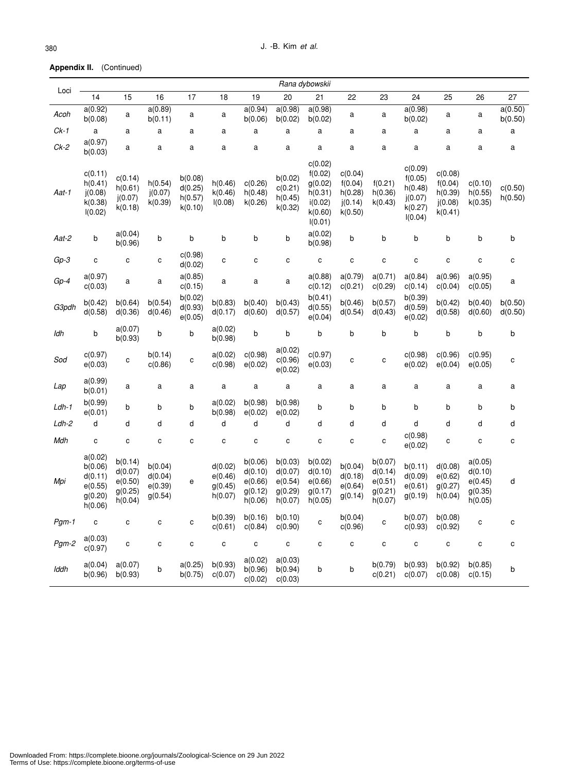**Appendix II.** (Continued)

| Loci | *Rana dybowskii* | | | | | | | | | | | | | |
|---|---|---|---|---|---|---|---|---|---|---|---|---|---|---|
| | 14 | 15 | 16 | 17 | 18 | 19 | 20 | 21 | 22 | 23 | 24 | 25 | 26 | 27 |
| *Acoh* | a(0.92) b(0.08) | a | a(0.89) b(0.11) | a | a | a(0.94) b(0.06) | a(0.98) b(0.02) | a(0.98) b(0.02) | a | a | a(0.98) b(0.02) | a | a | a(0.50) b(0.50) |
| *Ck-1* | a | a | a | a | a | a | a | a | a | a | a | a | a | a |
| *Ck-2* | a(0.97) b(0.03) | a | a | a | a | a | a | a | a | a | a | a | a | a |
| *Aat-1* | c(0.11) h(0.41) j(0.08) k(0.38) l(0.02) | c(0.14) h(0.61) j(0.07) k(0.18) | h(0.54) j(0.07) k(0.39) | b(0.08) d(0.25) h(0.57) k(0.10) | h(0.46) k(0.46) l(0.08) | c(0.26) h(0.48) k(0.26) | b(0.02) c(0.21) h(0.45) k(0.32) | c(0.02) f(0.02) g(0.02) h(0.31) i(0.02) k(0.60) l(0.01) | c(0.04) f(0.04) h(0.28) j(0.14) k(0.50) | f(0.21) h(0.36) k(0.43) | c(0.09) f(0.05) h(0.48) j(0.07) k(0.27) l(0.04) | c(0.08) f(0.04) h(0.39) j(0.08) k(0.41) | c(0.10) h(0.55) k(0.35) | c(0.50) h(0.50) |
| *Aat-2* | b | a(0.04) b(0.96) | b | b | b | b | b | a(0.02) b(0.98) | b | b | b | b | b | b |
| *Gp-3* | c | c | c | c(0.98) d(0.02) | c | c | c | c | c | c | c | c | c | c |
| *Gp-4* | a(0.97) c(0.03) | a | a | a(0.85) c(0.15) | a | a | a | a(0.88) c(0.12) | a(0.79) c(0.21) | a(0.71) c(0.29) | a(0.84) c(0.14) | a(0.96) c(0.04) | a(0.95) c(0.05) | a |
| *G3pdh* | b(0.42) d(0.58) | b(0.64) d(0.36) | b(0.54) d(0.46) | b(0.02) d(0.93) e(0.05) | b(0.83) d(0.17) | b(0.40) d(0.60) | b(0.43) d(0.57) | b(0.41) d(0.55) e(0.04) | b(0.46) d(0.54) | b(0.57) d(0.43) | b(0.39) d(0.59) e(0.02) | b(0.42) d(0.58) | b(0.40) d(0.60) | b(0.50) d(0.50) |
| *Idh* | b | a(0.07) b(0.93) | b | b | a(0.02) b(0.98) | b | b | b | b | b | b | b | b | b |
| *Sod* | c(0.97) e(0.03) | c | b(0.14) c(0.86) | c | a(0.02) c(0.98) | c(0.98) e(0.02) | a(0.02) c(0.96) e(0.02) | c(0.97) e(0.03) | c | c | c(0.98) e(0.02) | c(0.96) e(0.04) | c(0.95) e(0.05) | c |
| *Lap* | a(0.99) b(0.01) | a | a | a | a | a | a | a | a | a | a | a | a | a |
| *Ldh-1* | b(0.99) e(0.01) | b | b | b | a(0.02) b(0.98) | b(0.98) e(0.02) | b(0.98) e(0.02) | b | b | b | b | b | b | b |
| *Ldh-2* | d | d | d | d | d | d | d | d | d | d | d | d | d | d |
| *Mdh* | c | c | c | c | c | c | c | c | c | c | c(0.98) e(0.02) | c | c | c |
| *Mpi* | a(0.02) b(0.06) d(0.11) e(0.55) g(0.20) h(0.06) | b(0.14) d(0.07) e(0.50) g(0.25) h(0.04) | b(0.04) d(0.04) e(0.39) g(0.54) | e | d(0.02) e(0.46) g(0.45) h(0.07) | b(0.06) d(0.10) e(0.66) g(0.12) h(0.06) | b(0.03) d(0.07) e(0.54) g(0.29) h(0.07) | b(0.02) d(0.10) e(0.66) g(0.17) h(0.05) | b(0.04) d(0.18) e(0.64) g(0.14) | b(0.07) d(0.14) e(0.51) g(0.21) h(0.07) | b(0.11) d(0.09) e(0.61) g(0.19) | d(0.08) e(0.62) g(0.27) h(0.04) | a(0.05) d(0.10) e(0.45) g(0.35) h(0.05) | d |
| *Pgm-1* | c | c | c | c | b(0.39) c(0.61) | b(0.16) c(0.84) | b(0.10) c(0.90) | c | b(0.04) c(0.96) | c | b(0.07) c(0.93) | b(0.08) c(0.92) | c | c |
| *Pgm-2* | a(0.03) c(0.97) | c | c | c | c | c | c | c | c | c | c | c | c | c |
| *Iddh* | a(0.04) b(0.96) | a(0.07) b(0.93) | b | a(0.25) b(0.75) | b(0.93) c(0.07) | a(0.02) b(0.96) c(0.02) | a(0.03) b(0.94) c(0.03) | b | b | b(0.79) c(0.21) | b(0.93) c(0.07) | b(0.92) c(0.08) | b(0.85) c(0.15) | b |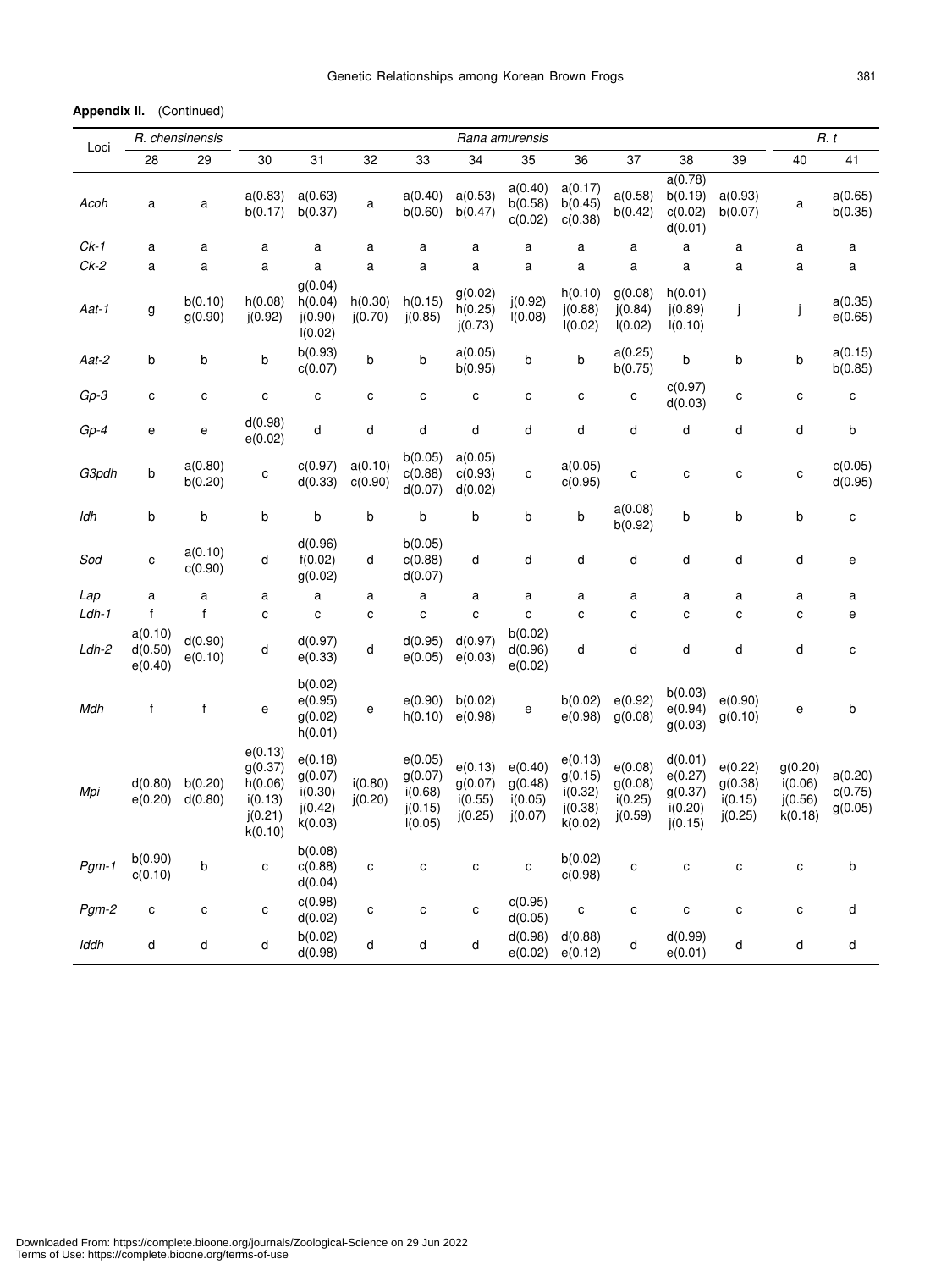**Appendix II.** (Continued)

| Loci | *R. chensinensis* | | *Rana amurensis* | | | | | | | | | | *R. t* | |
|---|---|---|---|---|---|---|---|---|---|---|---|---|---|---|
| | 28 | 29 | 30 | 31 | 32 | 33 | 34 | 35 | 36 | 37 | 38 | 39 | 40 | 41 |
| *Acoh* | a | a | a(0.83) b(0.17) | a(0.63) b(0.37) | a | a(0.40) b(0.60) | a(0.53) b(0.47) | a(0.40) b(0.58) c(0.02) | a(0.17) b(0.45) c(0.38) | a(0.58) b(0.42) | a(0.78) b(0.19) c(0.02) d(0.01) | a(0.93) b(0.07) | a | a(0.65) b(0.35) |
| *Ck-1* | a | a | a | a | a | a | a | a | a | a | a | a | a | a |
| *Ck-2* | a | a | a | a | a | a | a | a | a | a | a | a | a | a |
| *Aat-1* | g | b(0.10) g(0.90) | h(0.08) j(0.92) | g(0.04) h(0.04) j(0.90) l(0.02) | h(0.30) j(0.70) | h(0.15) j(0.85) | g(0.02) h(0.25) j(0.73) | j(0.92) l(0.08) | h(0.10) j(0.88) l(0.02) | g(0.08) j(0.84) l(0.02) | h(0.01) j(0.89) l(0.10) | j | j | a(0.35) e(0.65) |
| *Aat-2* | b | b | b | b(0.93) c(0.07) | b | b | a(0.05) b(0.95) | b | b | a(0.25) b(0.75) | b | b | b | a(0.15) b(0.85) |
| *Gp-3* | c | c | c | c | c | c | c | c | c | c | c(0.97) d(0.03) | c | c | c |
| *Gp-4* | e | e | d(0.98) e(0.02) | d | d | d | d | d | d | d | d | d | d | b |
| *G3pdh* | b | a(0.80) b(0.20) | c | c(0.97) d(0.33) | a(0.10) c(0.90) | b(0.05) c(0.88) d(0.07) | a(0.05) c(0.93) d(0.02) | c | a(0.05) c(0.95) | c | c | c | c | c(0.05) d(0.95) |
| *Idh* | b | b | b | b | b | b | b | b | b | a(0.08) b(0.92) | b | b | b | c |
| *Sod* | c | a(0.10) c(0.90) | d | d(0.96) f(0.02) g(0.02) | d | b(0.05) c(0.88) d(0.07) | d | d | d | d | d | d | d | e |
| *Lap* | a | a | a | a | a | a | a | a | a | a | a | a | a | a |
| *Ldh-1* | f | f | c | c | c | c | c | c | c | c | c | c | c | e |
| *Ldh-2* | a(0.10) d(0.50) e(0.40) | d(0.90) e(0.10) | d | d(0.97) e(0.33) | d | d(0.95) e(0.05) | d(0.97) e(0.03) | b(0.02) d(0.96) e(0.02) | d | d | d | d | d | c |
| *Mdh* | f | f | e | b(0.02) e(0.95) g(0.02) h(0.01) | e | e(0.90) h(0.10) | b(0.02) e(0.98) | e | b(0.02) e(0.98) | e(0.92) g(0.08) | b(0.03) e(0.94) g(0.03) | e(0.90) g(0.10) | e | b |
| *Mpi* | d(0.80) e(0.20) | b(0.20) d(0.80) | e(0.13) g(0.37) h(0.06) i(0.13) j(0.21) k(0.10) | e(0.18) g(0.07) i(0.30) j(0.42) k(0.03) | i(0.80) j(0.20) | e(0.05) g(0.07) i(0.68) j(0.15) l(0.05) | e(0.13) g(0.07) i(0.55) j(0.25) | e(0.40) g(0.48) i(0.05) j(0.07) | e(0.13) g(0.15) i(0.32) j(0.38) k(0.02) | e(0.08) g(0.08) i(0.25) j(0.59) | d(0.01) e(0.27) g(0.37) i(0.20) j(0.15) | e(0.22) g(0.38) i(0.15) j(0.25) | g(0.20) i(0.06) j(0.56) k(0.18) | a(0.20) c(0.75) g(0.05) |
| *Pgm-1* | b(0.90) c(0.10) | b | c | b(0.08) c(0.88) d(0.04) | c | c | c | c | b(0.02) c(0.98) | c | c | c | c | b |
| *Pgm-2* | c | c | c | c(0.98) d(0.02) | c | c | c | c(0.95) d(0.05) | c | c | c | c | c | d |
| *Iddh* | d | d | d | b(0.02) d(0.98) | d | d | d | d(0.98) e(0.02) | d(0.88) e(0.12) | d | d(0.99) e(0.01) | d | d | d |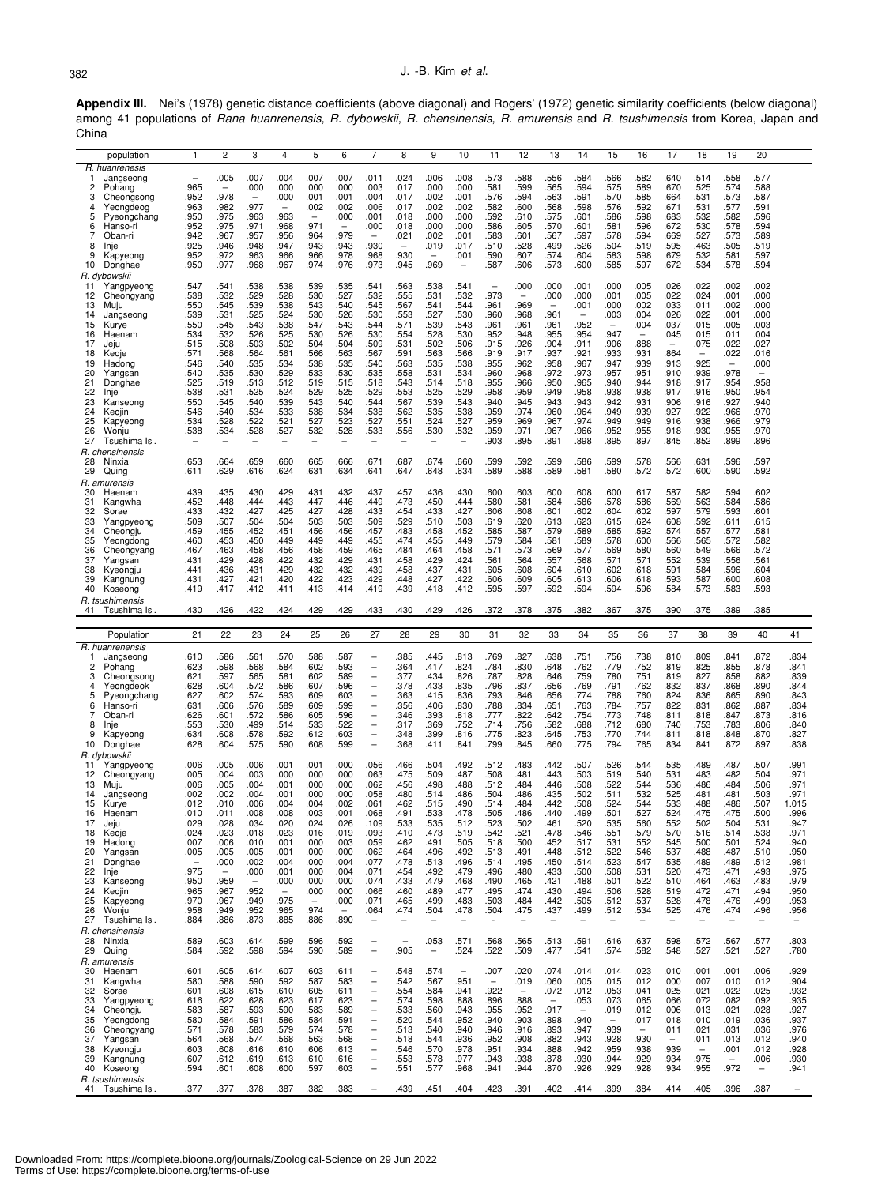**Appendix III.** Nei's (1978) genetic distance coefficients (above diagonal) and Rogers' (1972) genetic similarity coefficients (below diagonal) among 41 populations of *Rana huanrenensis*, *R. dybowskii*, *R. chensinensis*, *R. amurensis* and *R. tsushimensis* from Korea, Japan and China

| population | 1 | 2 | 3 | 4 | 5 | 6 | 7 | 8 | 9 | 10 | 11 | 12 | 13 | 14 | 15 | 16 | 17 | 18 | 19 | 20 |
|---|---|---|---|---|---|---|---|---|---|---|---|---|---|---|---|---|---|---|---|---|
| *R. huanrenensis* | | | | | | | | | | | | | | | | | | | | |
| 1 Jangseong | – | .005 | .007 | .004 | .007 | .007 | .011 | .024 | .006 | .008 | .573 | .588 | .556 | .584 | .566 | .582 | .640 | .514 | .558 | .577 |
| 2 Pohang | .965 | – | .000 | .000 | .000 | .000 | .003 | .017 | .000 | .000 | .581 | .599 | .565 | .594 | .575 | .589 | .670 | .525 | .574 | .588 |
| 3 Cheongsong | .952 | .978 | – | .000 | .001 | .001 | .004 | .017 | .002 | .001 | .576 | .594 | .563 | .591 | .570 | .585 | .664 | .531 | .573 | .587 |
| 4 Yeongdeok | .963 | .982 | .977 | – | .002 | .002 | .006 | .017 | .002 | .002 | .582 | .600 | .568 | .598 | .576 | .592 | .671 | .531 | .577 | .591 |
| 5 Pyeongchang | .950 | .975 | .963 | .963 | – | .000 | .001 | .018 | .000 | .000 | .592 | .610 | .575 | .601 | .586 | .598 | .683 | .532 | .582 | .596 |
| 6 Hanso-ri | .952 | .975 | .971 | .968 | .971 | – | .000 | .018 | .000 | .000 | .586 | .605 | .570 | .601 | .581 | .596 | .672 | .530 | .578 | .594 |
| 7 Oban-ri | .942 | .967 | .957 | .956 | .964 | .979 | – | .021 | .002 | .001 | .583 | .601 | .567 | .597 | .578 | .594 | .669 | .527 | .573 | .589 |
| 8 Inje | .925 | .946 | .948 | .947 | .943 | .943 | .930 | – | .019 | .017 | .510 | .528 | .499 | .526 | .504 | .519 | .595 | .463 | .505 | .519 |
| 9 Kapyeong | .952 | .972 | .963 | .966 | .966 | .978 | .968 | .930 | – | .001 | .590 | .607 | .574 | .604 | .583 | .598 | .679 | .532 | .581 | .597 |
| 10 Donghae | .950 | .977 | .968 | .967 | .974 | .976 | .973 | .945 | .969 | – | .587 | .606 | .573 | .600 | .585 | .597 | .672 | .534 | .578 | .594 |
| *R. dybowskii* | | | | | | | | | | | | | | | | | | | | |
| 11 Yangpyeong | .547 | .541 | .538 | .538 | .539 | .535 | .541 | .563 | .538 | .541 | – | .000 | .000 | .001 | .000 | .005 | .026 | .022 | .002 | .002 |
| 12 Cheongyang | .538 | .532 | .529 | .528 | .530 | .527 | .532 | .555 | .531 | .532 | .973 | – | .000 | .000 | .001 | .005 | .022 | .024 | .001 | .000 |
| 13 Muju | .550 | .545 | .539 | .538 | .543 | .540 | .545 | .567 | .541 | .544 | .961 | .969 | – | .001 | .000 | .002 | .033 | .011 | .002 | .000 |
| 14 Jangseong | .539 | .531 | .525 | .524 | .530 | .526 | .530 | .553 | .527 | .530 | .960 | .968 | .961 | – | .003 | .004 | .026 | .022 | .001 | .000 |
| 15 Kurye | .550 | .545 | .543 | .538 | .547 | .543 | .544 | .571 | .539 | .543 | .961 | .961 | .961 | .952 | – | .004 | .037 | .015 | .005 | .003 |
| 16 Haenam | .534 | .532 | .526 | .525 | .530 | .526 | .530 | .554 | .528 | .530 | .952 | .948 | .955 | .954 | .947 | – | .045 | .015 | .011 | .004 |
| 17 Jeju | .515 | .508 | .503 | .502 | .504 | .504 | .509 | .531 | .502 | .506 | .915 | .926 | .904 | .911 | .906 | .888 | – | .075 | .022 | .027 |
| 18 Keoje | .571 | .568 | .564 | .561 | .566 | .563 | .567 | .591 | .563 | .566 | .919 | .917 | .937 | .921 | .933 | .931 | .864 | – | .022 | .016 |
| 19 Hadong | .546 | .540 | .535 | .534 | .538 | .535 | .540 | .563 | .535 | .538 | .955 | .962 | .958 | .967 | .947 | .939 | .913 | .925 | – | .000 |
| 20 Yangsan | .540 | .535 | .530 | .529 | .533 | .530 | .535 | .558 | .531 | .534 | .960 | .968 | .972 | .973 | .957 | .951 | .910 | .939 | .978 | – |
| 21 Donghae | .525 | .519 | .513 | .512 | .519 | .515 | .518 | .543 | .514 | .518 | .955 | .966 | .950 | .965 | .940 | .944 | .918 | .917 | .954 | .958 |
| 22 Inje | .538 | .531 | .525 | .524 | .529 | .525 | .529 | .553 | .525 | .529 | .958 | .959 | .949 | .958 | .938 | .938 | .917 | .916 | .950 | .954 |
| 23 Kanseong | .550 | .545 | .540 | .539 | .543 | .540 | .544 | .567 | .539 | .543 | .940 | .945 | .943 | .943 | .942 | .931 | .906 | .916 | .927 | .940 |
| 24 Keojin | .546 | .540 | .534 | .533 | .538 | .534 | .538 | .562 | .535 | .538 | .959 | .974 | .960 | .964 | .949 | .939 | .927 | .922 | .966 | .970 |
| 25 Kapyeong | .534 | .528 | .522 | .521 | .527 | .523 | .527 | .551 | .524 | .527 | .959 | .969 | .967 | .974 | .949 | .949 | .916 | .938 | .966 | .979 |
| 26 Wonju | .538 | .534 | .528 | .527 | .532 | .528 | .533 | .556 | .530 | .532 | .959 | .971 | .967 | .966 | .952 | .955 | .918 | .930 | .955 | .970 |
| 27 Tsushima Isl. | – | – | – | – | – | – | – | – | – | – | .903 | .895 | .891 | .898 | .895 | .897 | .845 | .852 | .899 | .896 |
| *R. chensinensis* | | | | | | | | | | | | | | | | | | | | |
| 28 Ninxia | .653 | .664 | .659 | .660 | .665 | .666 | .671 | .687 | .674 | .660 | .599 | .592 | .599 | .586 | .599 | .578 | .566 | .631 | .596 | .597 |
| 29 Quing | .611 | .629 | .616 | .624 | .631 | .634 | .641 | .647 | .648 | .634 | .589 | .588 | .589 | .581 | .580 | .572 | .572 | .600 | .590 | .592 |
| *R. amurensis* | | | | | | | | | | | | | | | | | | | | |
| 30 Haenam | .439 | .435 | .430 | .429 | .431 | .432 | .437 | .457 | .436 | .430 | .600 | .603 | .600 | .608 | .600 | .617 | .587 | .582 | .594 | .602 |
| 31 Kangwha | .452 | .448 | .444 | .443 | .447 | .446 | .449 | .473 | .450 | .444 | .580 | .581 | .584 | .586 | .578 | .586 | .569 | .563 | .584 | .586 |
| 32 Sorae | .433 | .432 | .427 | .425 | .427 | .428 | .433 | .454 | .433 | .427 | .606 | .608 | .601 | .602 | .604 | .602 | .597 | .579 | .593 | .601 |
| 33 Yangpyeong | .509 | .507 | .504 | .504 | .503 | .503 | .509 | .529 | .510 | .503 | .619 | .620 | .613 | .623 | .615 | .624 | .608 | .592 | .611 | .615 |
| 34 Cheongju | .459 | .455 | .452 | .451 | .456 | .456 | .457 | .483 | .458 | .452 | .585 | .587 | .579 | .589 | .585 | .592 | .574 | .557 | .577 | .581 |
| 35 Yeongdong | .460 | .453 | .450 | .449 | .449 | .449 | .455 | .474 | .455 | .449 | .579 | .584 | .581 | .589 | .578 | .600 | .566 | .565 | .572 | .582 |
| 36 Cheongyang | .467 | .463 | .458 | .456 | .458 | .459 | .465 | .484 | .464 | .458 | .571 | .573 | .569 | .577 | .569 | .580 | .560 | .549 | .566 | .572 |
| 37 Yangsan | .431 | .429 | .428 | .422 | .432 | .429 | .431 | .458 | .429 | .424 | .561 | .564 | .557 | .568 | .571 | .571 | .552 | .539 | .556 | .561 |
| 38 Kyeongju | .441 | .436 | .431 | .429 | .432 | .432 | .439 | .458 | .437 | .431 | .605 | .608 | .604 | .610 | .602 | .618 | .591 | .584 | .596 | .604 |
| 39 Kangnung | .431 | .427 | .421 | .420 | .422 | .423 | .429 | .448 | .427 | .422 | .606 | .609 | .605 | .613 | .606 | .618 | .593 | .587 | .600 | .608 |
| 40 Koseong | .419 | .417 | .412 | .411 | .413 | .414 | .419 | .439 | .418 | .412 | .595 | .597 | .592 | .594 | .594 | .596 | .584 | .573 | .583 | .593 |
| *R. tsushimensis* | | | | | | | | | | | | | | | | | | | | |
| 41 Tsushima Isl. | .430 | .426 | .422 | .424 | .429 | .429 | .433 | .430 | .429 | .426 | .372 | .378 | .375 | .382 | .367 | .375 | .390 | .375 | .389 | .385 |

| Population | 21 | 22 | 23 | 24 | 25 | 26 | 27 | 28 | 29 | 30 | 31 | 32 | 33 | 34 | 35 | 36 | 37 | 38 | 39 | 40 | 41 |
|---|---|---|---|---|---|---|---|---|---|---|---|---|---|---|---|---|---|---|---|---|---|
| *R. huanrenensis* | | | | | | | | | | | | | | | | | | | | | |
| 1 Jangseong | .610 | .586 | .561 | .570 | .588 | .587 | – | .385 | .445 | .813 | .769 | .827 | .638 | .751 | .756 | .738 | .810 | .809 | .841 | .872 | .834 |
| 2 Pohang | .623 | .598 | .568 | .584 | .602 | .593 | – | .364 | .417 | .824 | .784 | .830 | .648 | .762 | .779 | .752 | .819 | .825 | .855 | .878 | .841 |
| 3 Cheongsong | .621 | .597 | .565 | .581 | .602 | .589 | – | .377 | .434 | .826 | .787 | .828 | .646 | .759 | .780 | .751 | .819 | .827 | .858 | .882 | .839 |
| 4 Yeongdeok | .628 | .604 | .572 | .586 | .607 | .596 | – | .378 | .433 | .835 | .796 | .837 | .656 | .769 | .791 | .762 | .832 | .837 | .868 | .890 | .844 |
| 5 Pyeongchang | .627 | .602 | .574 | .593 | .609 | .603 | – | .363 | .415 | .836 | .793 | .846 | .656 | .774 | .788 | .760 | .824 | .836 | .865 | .890 | .843 |
| 6 Hanso-ri | .631 | .606 | .576 | .589 | .609 | .599 | – | .356 | .406 | .830 | .788 | .834 | .651 | .763 | .784 | .757 | .822 | .831 | .862 | .887 | .834 |
| 7 Oban-ri | .626 | .601 | .572 | .586 | .605 | .596 | – | .346 | .393 | .818 | .777 | .822 | .642 | .754 | .773 | .748 | .811 | .818 | .847 | .873 | .816 |
| 8 Inje | .553 | .530 | .499 | .514 | .533 | .522 | – | .317 | .369 | .752 | .714 | .756 | .582 | .688 | .712 | .680 | .740 | .753 | .783 | .806 | .840 |
| 9 Kapyeong | .634 | .608 | .578 | .592 | .612 | .603 | – | .348 | .399 | .816 | .775 | .823 | .645 | .753 | .770 | .744 | .811 | .818 | .848 | .870 | .827 |
| 10 Donghae | .628 | .604 | .575 | .590 | .608 | .599 | – | .368 | .411 | .841 | .799 | .845 | .660 | .775 | .794 | .765 | .834 | .841 | .872 | .897 | .838 |
| *R. dybowskii* | | | | | | | | | | | | | | | | | | | | | |
| 11 Yangpyeong | .006 | .005 | .006 | .001 | .001 | .000 | .056 | .466 | .504 | .492 | .512 | .483 | .442 | .507 | .526 | .544 | .535 | .489 | .487 | .507 | .991 |
| 12 Cheongyang | .005 | .004 | .003 | .000 | .000 | .000 | .063 | .475 | .509 | .487 | .508 | .481 | .443 | .503 | .519 | .540 | .531 | .483 | .482 | .504 | .971 |
| 13 Muju | .006 | .005 | .004 | .001 | .000 | .000 | .062 | .456 | .498 | .488 | .512 | .484 | .446 | .508 | .522 | .544 | .536 | .486 | .484 | .506 | .971 |
| 14 Jangseong | .002 | .002 | .004 | .001 | .000 | .000 | .058 | .480 | .514 | .486 | .504 | .486 | .435 | .502 | .511 | .532 | .525 | .481 | .481 | .503 | .971 |
| 15 Kurye | .012 | .010 | .006 | .004 | .004 | .002 | .061 | .462 | .515 | .490 | .514 | .484 | .442 | .508 | .524 | .544 | .533 | .488 | .486 | .507 | 1.015 |
| 16 Haenam | .010 | .011 | .008 | .008 | .003 | .001 | .068 | .491 | .533 | .478 | .505 | .486 | .440 | .499 | .501 | .527 | .524 | .475 | .475 | .500 | .996 |
| 17 Jeju | .029 | .028 | .034 | .020 | .024 | .026 | .109 | .533 | .535 | .512 | .523 | .502 | .461 | .520 | .535 | .560 | .552 | .502 | .504 | .531 | .947 |
| 18 Keoje | .024 | .023 | .018 | .023 | .016 | .019 | .093 | .410 | .473 | .519 | .542 | .521 | .478 | .546 | .551 | .579 | .570 | .516 | .514 | .538 | .971 |
| 19 Hadong | .007 | .006 | .010 | .001 | .000 | .003 | .059 | .462 | .491 | .505 | .518 | .500 | .452 | .517 | .531 | .552 | .545 | .500 | .501 | .524 | .940 |
| 20 Yangsan | .005 | .005 | .005 | .001 | .000 | .000 | .062 | .464 | .496 | .492 | .513 | .491 | .448 | .512 | .522 | .546 | .537 | .488 | .487 | .510 | .950 |
| 21 Donghae | – | .000 | .002 | .004 | .000 | .004 | .077 | .478 | .513 | .496 | .514 | .495 | .450 | .514 | .523 | .547 | .535 | .489 | .489 | .512 | .981 |
| 22 Inje | .975 | – | .000 | .001 | .000 | .004 | .071 | .454 | .492 | .479 | .496 | .480 | .433 | .500 | .508 | .531 | .520 | .473 | .471 | .493 | .975 |
| 23 Kanseong | .950 | .959 | – | .000 | .000 | .000 | .074 | .433 | .479 | .468 | .490 | .465 | .421 | .488 | .501 | .522 | .510 | .464 | .463 | .483 | .979 |
| 24 Keojin | .965 | .967 | .952 | – | .000 | .000 | .066 | .460 | .489 | .477 | .495 | .474 | .430 | .494 | .506 | .528 | .519 | .472 | .471 | .494 | .950 |
| 25 Kapyeong | .970 | .967 | .949 | .975 | – | .000 | .071 | .465 | .499 | .483 | .503 | .484 | .442 | .505 | .512 | .537 | .528 | .478 | .476 | .499 | .953 |
| 26 Wonju | .958 | .949 | .952 | .965 | .974 | – | .064 | .474 | .504 | .478 | .504 | .475 | .437 | .499 | .512 | .534 | .525 | .476 | .474 | .496 | .956 |
| 27 Tsushima Isl. | .884 | .886 | .873 | .885 | .886 | .890 | – | – | – | – | - | – | – | – | – | – | – | – | – | – | – |
| *R. chensinensis* | | | | | | | | | | | | | | | | | | | | | |
| 28 Ninxia | .589 | .603 | .614 | .599 | .596 | .592 | – | – | .053 | .571 | .568 | .565 | .513 | .591 | .616 | .637 | .598 | .572 | .567 | .577 | .803 |
| 29 Quing | .584 | .592 | .598 | .594 | .590 | .589 | – | .905 | – | .524 | .522 | .509 | .477 | .541 | .574 | .582 | .548 | .527 | .521 | .527 | .780 |
| *R. amurensis* | | | | | | | | | | | | | | | | | | | | | |
| 30 Haenam | .601 | .605 | .614 | .607 | .603 | .611 | – | .548 | .574 | – | .007 | .020 | .074 | .014 | .014 | .023 | .010 | .001 | .001 | .006 | .929 |
| 31 Kangwha | .580 | .588 | .590 | .592 | .587 | .583 | – | .542 | .567 | .951 | – | .019 | .060 | .005 | .015 | .012 | .000 | .007 | .010 | .012 | .904 |
| 32 Sorae | .601 | .608 | .615 | .610 | .605 | .611 | – | .554 | .584 | .941 | .922 | – | .072 | .012 | .053 | .041 | .025 | .021 | .022 | .025 | .932 |
| 33 Yangpyeong | .616 | .622 | .628 | .623 | .617 | .623 | – | .574 | .598 | .888 | .896 | .888 | – | .053 | .073 | .065 | .066 | .072 | .082 | .092 | .935 |
| 34 Cheongju | .583 | .587 | .593 | .590 | .583 | .589 | – | .533 | .560 | .943 | .955 | .952 | .917 | – | .019 | .012 | .006 | .013 | .021 | .028 | .927 |
| 35 Yeongdong | .580 | .584 | .591 | .586 | .584 | .591 | – | .520 | .544 | .952 | .940 | .903 | .898 | .940 | – | .017 | .018 | .010 | .019 | .036 | .937 |
| 36 Cheongyang | .571 | .578 | .583 | .579 | .574 | .578 | – | .513 | .540 | .940 | .946 | .916 | .893 | .947 | .939 | – | .011 | .021 | .031 | .036 | .976 |
| 37 Yangsan | .564 | .568 | .574 | .568 | .563 | .568 | – | .518 | .544 | .936 | .952 | .908 | .882 | .943 | .928 | .930 | – | .011 | .013 | .012 | .940 |
| 38 Kyeongju | .603 | .608 | .616 | .610 | .606 | .613 | – | .546 | .570 | .978 | .951 | .934 | .888 | .942 | .959 | .938 | .939 | – | .001 | .012 | .928 |
| 39 Kangnung | .607 | .612 | .619 | .613 | .610 | .616 | – | .553 | .578 | .977 | .943 | .938 | .878 | .930 | .944 | .929 | .934 | .975 | – | .006 | .930 |
| 40 Koseong | .594 | .601 | .608 | .600 | .597 | .603 | – | .551 | .577 | .968 | .941 | .944 | .870 | .926 | .929 | .928 | .934 | .955 | .972 | – | .941 |
| *R. tsushimensis* | | | | | | | | | | | | | | | | | | | | | |
| 41 Tsushima Isl. | .377 | .377 | .378 | .387 | .382 | .383 | – | .439 | .451 | .404 | .423 | .391 | .402 | .414 | .399 | .384 | .414 | .405 | .396 | .387 | – |